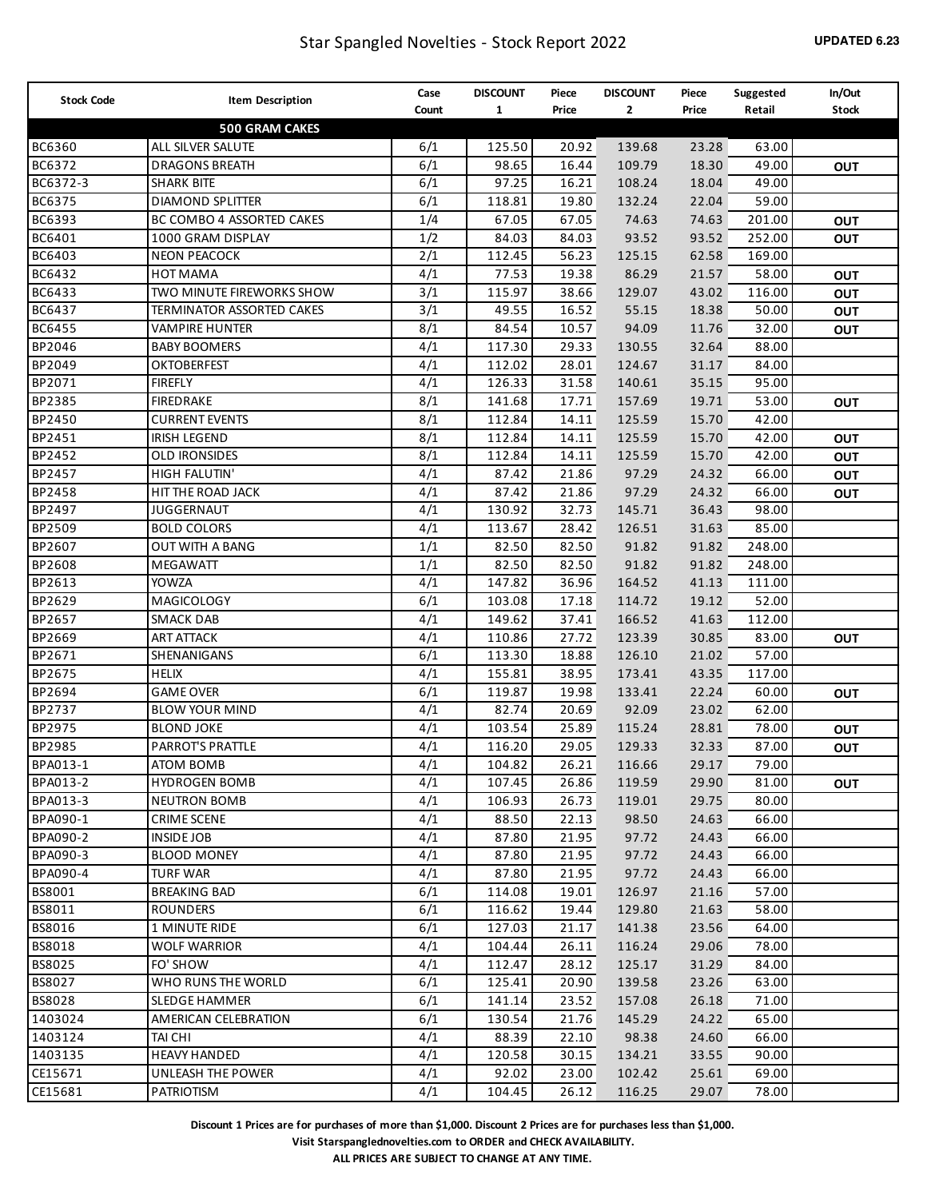# Star Spangled Novelties - Stock Report 2022

**UPDATED 6.23**

| Stock Code | Item Description | Case Count | DISCOUNT 1 | Piece Price | DISCOUNT 2 | Piece Price | Suggested Retail | In/Out Stock |
|---|---|---|---|---|---|---|---|---|
| | **500 GRAM CAKES** | | | | | | | |
| BC6360 | ALL SILVER SALUTE | 6/1 | 125.50 | 20.92 | 139.68 | 23.28 | 63.00 | |
| BC6372 | DRAGONS BREATH | 6/1 | 98.65 | 16.44 | 109.79 | 18.30 | 49.00 | OUT |
| BC6372-3 | SHARK BITE | 6/1 | 97.25 | 16.21 | 108.24 | 18.04 | 49.00 | |
| BC6375 | DIAMOND SPLITTER | 6/1 | 118.81 | 19.80 | 132.24 | 22.04 | 59.00 | |
| BC6393 | BC COMBO 4 ASSORTED CAKES | 1/4 | 67.05 | 67.05 | 74.63 | 74.63 | 201.00 | OUT |
| BC6401 | 1000 GRAM DISPLAY | 1/2 | 84.03 | 84.03 | 93.52 | 93.52 | 252.00 | OUT |
| BC6403 | NEON PEACOCK | 2/1 | 112.45 | 56.23 | 125.15 | 62.58 | 169.00 | |
| BC6432 | HOT MAMA | 4/1 | 77.53 | 19.38 | 86.29 | 21.57 | 58.00 | OUT |
| BC6433 | TWO MINUTE FIREWORKS SHOW | 3/1 | 115.97 | 38.66 | 129.07 | 43.02 | 116.00 | OUT |
| BC6437 | TERMINATOR ASSORTED CAKES | 3/1 | 49.55 | 16.52 | 55.15 | 18.38 | 50.00 | OUT |
| BC6455 | VAMPIRE HUNTER | 8/1 | 84.54 | 10.57 | 94.09 | 11.76 | 32.00 | OUT |
| BP2046 | BABY BOOMERS | 4/1 | 117.30 | 29.33 | 130.55 | 32.64 | 88.00 | |
| BP2049 | OKTOBERFEST | 4/1 | 112.02 | 28.01 | 124.67 | 31.17 | 84.00 | |
| BP2071 | FIREFLY | 4/1 | 126.33 | 31.58 | 140.61 | 35.15 | 95.00 | |
| BP2385 | FIREDRAKE | 8/1 | 141.68 | 17.71 | 157.69 | 19.71 | 53.00 | OUT |
| BP2450 | CURRENT EVENTS | 8/1 | 112.84 | 14.11 | 125.59 | 15.70 | 42.00 | |
| BP2451 | IRISH LEGEND | 8/1 | 112.84 | 14.11 | 125.59 | 15.70 | 42.00 | OUT |
| BP2452 | OLD IRONSIDES | 8/1 | 112.84 | 14.11 | 125.59 | 15.70 | 42.00 | OUT |
| BP2457 | HIGH FALUTIN' | 4/1 | 87.42 | 21.86 | 97.29 | 24.32 | 66.00 | OUT |
| BP2458 | HIT THE ROAD JACK | 4/1 | 87.42 | 21.86 | 97.29 | 24.32 | 66.00 | OUT |
| BP2497 | JUGGERNAUT | 4/1 | 130.92 | 32.73 | 145.71 | 36.43 | 98.00 | |
| BP2509 | BOLD COLORS | 4/1 | 113.67 | 28.42 | 126.51 | 31.63 | 85.00 | |
| BP2607 | OUT WITH A BANG | 1/1 | 82.50 | 82.50 | 91.82 | 91.82 | 248.00 | |
| BP2608 | MEGAWATT | 1/1 | 82.50 | 82.50 | 91.82 | 91.82 | 248.00 | |
| BP2613 | YOWZA | 4/1 | 147.82 | 36.96 | 164.52 | 41.13 | 111.00 | |
| BP2629 | MAGICOLOGY | 6/1 | 103.08 | 17.18 | 114.72 | 19.12 | 52.00 | |
| BP2657 | SMACK DAB | 4/1 | 149.62 | 37.41 | 166.52 | 41.63 | 112.00 | |
| BP2669 | ART ATTACK | 4/1 | 110.86 | 27.72 | 123.39 | 30.85 | 83.00 | OUT |
| BP2671 | SHENANIGANS | 6/1 | 113.30 | 18.88 | 126.10 | 21.02 | 57.00 | |
| BP2675 | HELIX | 4/1 | 155.81 | 38.95 | 173.41 | 43.35 | 117.00 | |
| BP2694 | GAME OVER | 6/1 | 119.87 | 19.98 | 133.41 | 22.24 | 60.00 | OUT |
| BP2737 | BLOW YOUR MIND | 4/1 | 82.74 | 20.69 | 92.09 | 23.02 | 62.00 | |
| BP2975 | BLOND JOKE | 4/1 | 103.54 | 25.89 | 115.24 | 28.81 | 78.00 | OUT |
| BP2985 | PARROT'S PRATTLE | 4/1 | 116.20 | 29.05 | 129.33 | 32.33 | 87.00 | OUT |
| BPA013-1 | ATOM BOMB | 4/1 | 104.82 | 26.21 | 116.66 | 29.17 | 79.00 | |
| BPA013-2 | HYDROGEN BOMB | 4/1 | 107.45 | 26.86 | 119.59 | 29.90 | 81.00 | OUT |
| BPA013-3 | NEUTRON BOMB | 4/1 | 106.93 | 26.73 | 119.01 | 29.75 | 80.00 | |
| BPA090-1 | CRIME SCENE | 4/1 | 88.50 | 22.13 | 98.50 | 24.63 | 66.00 | |
| BPA090-2 | INSIDE JOB | 4/1 | 87.80 | 21.95 | 97.72 | 24.43 | 66.00 | |
| BPA090-3 | BLOOD MONEY | 4/1 | 87.80 | 21.95 | 97.72 | 24.43 | 66.00 | |
| BPA090-4 | TURF WAR | 4/1 | 87.80 | 21.95 | 97.72 | 24.43 | 66.00 | |
| BS8001 | BREAKING BAD | 6/1 | 114.08 | 19.01 | 126.97 | 21.16 | 57.00 | |
| BS8011 | ROUNDERS | 6/1 | 116.62 | 19.44 | 129.80 | 21.63 | 58.00 | |
| BS8016 | 1 MINUTE RIDE | 6/1 | 127.03 | 21.17 | 141.38 | 23.56 | 64.00 | |
| BS8018 | WOLF WARRIOR | 4/1 | 104.44 | 26.11 | 116.24 | 29.06 | 78.00 | |
| BS8025 | FO' SHOW | 4/1 | 112.47 | 28.12 | 125.17 | 31.29 | 84.00 | |
| BS8027 | WHO RUNS THE WORLD | 6/1 | 125.41 | 20.90 | 139.58 | 23.26 | 63.00 | |
| BS8028 | SLEDGE HAMMER | 6/1 | 141.14 | 23.52 | 157.08 | 26.18 | 71.00 | |
| 1403024 | AMERICAN CELEBRATION | 6/1 | 130.54 | 21.76 | 145.29 | 24.22 | 65.00 | |
| 1403124 | TAI CHI | 4/1 | 88.39 | 22.10 | 98.38 | 24.60 | 66.00 | |
| 1403135 | HEAVY HANDED | 4/1 | 120.58 | 30.15 | 134.21 | 33.55 | 90.00 | |
| CE15671 | UNLEASH THE POWER | 4/1 | 92.02 | 23.00 | 102.42 | 25.61 | 69.00 | |
| CE15681 | PATRIOTISM | 4/1 | 104.45 | 26.12 | 116.25 | 29.07 | 78.00 | |

**Discount 1 Prices are for purchases of more than $1,000. Discount 2 Prices are for purchases less than $1,000.**

**Visit Starspanglednovelties.com to ORDER and CHECK AVAILABILITY.**

**ALL PRICES ARE SUBJECT TO CHANGE AT ANY TIME.**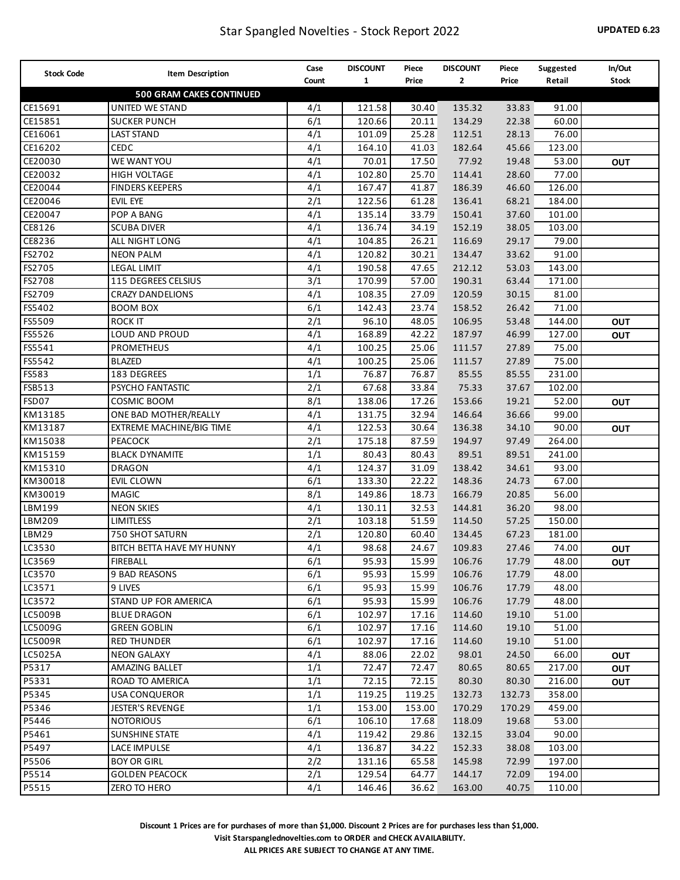# Star Spangled Novelties - Stock Report 2022

**UPDATED 6.23**

| Stock Code | Item Description | Case Count | DISCOUNT 1 | Piece Price | DISCOUNT 2 | Piece Price | Suggested Retail | In/Out Stock |
|---|---|---|---|---|---|---|---|---|
| | **500 GRAM CAKES CONTINUED** | | | | | | | |
| CE15691 | UNITED WE STAND | 4/1 | 121.58 | 30.40 | 135.32 | 33.83 | 91.00 | |
| CE15851 | SUCKER PUNCH | 6/1 | 120.66 | 20.11 | 134.29 | 22.38 | 60.00 | |
| CE16061 | LAST STAND | 4/1 | 101.09 | 25.28 | 112.51 | 28.13 | 76.00 | |
| CE16202 | CEDC | 4/1 | 164.10 | 41.03 | 182.64 | 45.66 | 123.00 | |
| CE20030 | WE WANT YOU | 4/1 | 70.01 | 17.50 | 77.92 | 19.48 | 53.00 | **OUT** |
| CE20032 | HIGH VOLTAGE | 4/1 | 102.80 | 25.70 | 114.41 | 28.60 | 77.00 | |
| CE20044 | FINDERS KEEPERS | 4/1 | 167.47 | 41.87 | 186.39 | 46.60 | 126.00 | |
| CE20046 | EVIL EYE | 2/1 | 122.56 | 61.28 | 136.41 | 68.21 | 184.00 | |
| CE20047 | POP A BANG | 4/1 | 135.14 | 33.79 | 150.41 | 37.60 | 101.00 | |
| CE8126 | SCUBA DIVER | 4/1 | 136.74 | 34.19 | 152.19 | 38.05 | 103.00 | |
| CE8236 | ALL NIGHT LONG | 4/1 | 104.85 | 26.21 | 116.69 | 29.17 | 79.00 | |
| FS2702 | NEON PALM | 4/1 | 120.82 | 30.21 | 134.47 | 33.62 | 91.00 | |
| FS2705 | LEGAL LIMIT | 4/1 | 190.58 | 47.65 | 212.12 | 53.03 | 143.00 | |
| FS2708 | 115 DEGREES CELSIUS | 3/1 | 170.99 | 57.00 | 190.31 | 63.44 | 171.00 | |
| FS2709 | CRAZY DANDELIONS | 4/1 | 108.35 | 27.09 | 120.59 | 30.15 | 81.00 | |
| FS5402 | BOOM BOX | 6/1 | 142.43 | 23.74 | 158.52 | 26.42 | 71.00 | |
| FS5509 | ROCK IT | 2/1 | 96.10 | 48.05 | 106.95 | 53.48 | 144.00 | **OUT** |
| FS5526 | LOUD AND PROUD | 4/1 | 168.89 | 42.22 | 187.97 | 46.99 | 127.00 | **OUT** |
| FS5541 | PROMETHEUS | 4/1 | 100.25 | 25.06 | 111.57 | 27.89 | 75.00 | |
| FS5542 | BLAZED | 4/1 | 100.25 | 25.06 | 111.57 | 27.89 | 75.00 | |
| FS583 | 183 DEGREES | 1/1 | 76.87 | 76.87 | 85.55 | 85.55 | 231.00 | |
| FSB513 | PSYCHO FANTASTIC | 2/1 | 67.68 | 33.84 | 75.33 | 37.67 | 102.00 | |
| FSD07 | COSMIC BOOM | 8/1 | 138.06 | 17.26 | 153.66 | 19.21 | 52.00 | **OUT** |
| KM13185 | ONE BAD MOTHER/REALLY | 4/1 | 131.75 | 32.94 | 146.64 | 36.66 | 99.00 | |
| KM13187 | EXTREME MACHINE/BIG TIME | 4/1 | 122.53 | 30.64 | 136.38 | 34.10 | 90.00 | **OUT** |
| KM15038 | PEACOCK | 2/1 | 175.18 | 87.59 | 194.97 | 97.49 | 264.00 | |
| KM15159 | BLACK DYNAMITE | 1/1 | 80.43 | 80.43 | 89.51 | 89.51 | 241.00 | |
| KM15310 | DRAGON | 4/1 | 124.37 | 31.09 | 138.42 | 34.61 | 93.00 | |
| KM30018 | EVIL CLOWN | 6/1 | 133.30 | 22.22 | 148.36 | 24.73 | 67.00 | |
| KM30019 | MAGIC | 8/1 | 149.86 | 18.73 | 166.79 | 20.85 | 56.00 | |
| LBM199 | NEON SKIES | 4/1 | 130.11 | 32.53 | 144.81 | 36.20 | 98.00 | |
| LBM209 | LIMITLESS | 2/1 | 103.18 | 51.59 | 114.50 | 57.25 | 150.00 | |
| LBM29 | 750 SHOT SATURN | 2/1 | 120.80 | 60.40 | 134.45 | 67.23 | 181.00 | |
| LC3530 | BITCH BETTA HAVE MY HUNNY | 4/1 | 98.68 | 24.67 | 109.83 | 27.46 | 74.00 | **OUT** |
| LC3569 | FIREBALL | 6/1 | 95.93 | 15.99 | 106.76 | 17.79 | 48.00 | **OUT** |
| LC3570 | 9 BAD REASONS | 6/1 | 95.93 | 15.99 | 106.76 | 17.79 | 48.00 | |
| LC3571 | 9 LIVES | 6/1 | 95.93 | 15.99 | 106.76 | 17.79 | 48.00 | |
| LC3572 | STAND UP FOR AMERICA | 6/1 | 95.93 | 15.99 | 106.76 | 17.79 | 48.00 | |
| LC5009B | BLUE DRAGON | 6/1 | 102.97 | 17.16 | 114.60 | 19.10 | 51.00 | |
| LC5009G | GREEN GOBLIN | 6/1 | 102.97 | 17.16 | 114.60 | 19.10 | 51.00 | |
| LC5009R | RED THUNDER | 6/1 | 102.97 | 17.16 | 114.60 | 19.10 | 51.00 | |
| LC5025A | NEON GALAXY | 4/1 | 88.06 | 22.02 | 98.01 | 24.50 | 66.00 | **OUT** |
| P5317 | AMAZING BALLET | 1/1 | 72.47 | 72.47 | 80.65 | 80.65 | 217.00 | **OUT** |
| P5331 | ROAD TO AMERICA | 1/1 | 72.15 | 72.15 | 80.30 | 80.30 | 216.00 | **OUT** |
| P5345 | USA CONQUEROR | 1/1 | 119.25 | 119.25 | 132.73 | 132.73 | 358.00 | |
| P5346 | JESTER'S REVENGE | 1/1 | 153.00 | 153.00 | 170.29 | 170.29 | 459.00 | |
| P5446 | NOTORIOUS | 6/1 | 106.10 | 17.68 | 118.09 | 19.68 | 53.00 | |
| P5461 | SUNSHINE STATE | 4/1 | 119.42 | 29.86 | 132.15 | 33.04 | 90.00 | |
| P5497 | LACE IMPULSE | 4/1 | 136.87 | 34.22 | 152.33 | 38.08 | 103.00 | |
| P5506 | BOY OR GIRL | 2/2 | 131.16 | 65.58 | 145.98 | 72.99 | 197.00 | |
| P5514 | GOLDEN PEACOCK | 2/1 | 129.54 | 64.77 | 144.17 | 72.09 | 194.00 | |
| P5515 | ZERO TO HERO | 4/1 | 146.46 | 36.62 | 163.00 | 40.75 | 110.00 | |

**Discount 1 Prices are for purchases of more than $1,000. Discount 2 Prices are for purchases less than $1,000.**

**Visit Starspanglednovelties.com to ORDER and CHECK AVAILABILITY.**

**ALL PRICES ARE SUBJECT TO CHANGE AT ANY TIME.**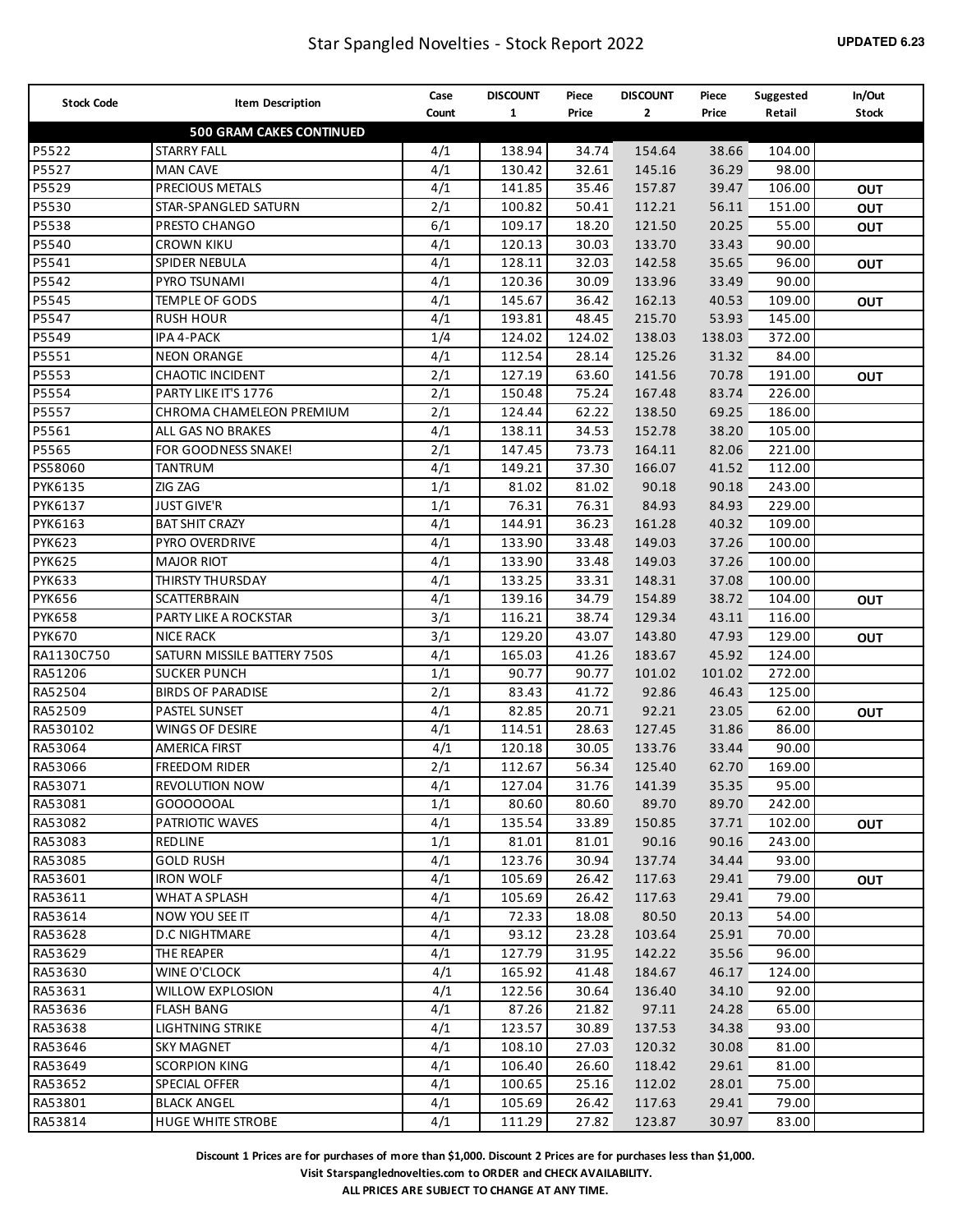# Star Spangled Novelties - Stock Report 2022

**UPDATED 6.23**

| Stock Code | Item Description | Case Count | DISCOUNT 1 | Piece Price | DISCOUNT 2 | Piece Price | Suggested Retail | In/Out Stock |
|---|---|---|---|---|---|---|---|---|
| | **500 GRAM CAKES CONTINUED** | | | | | | | |
| P5522 | STARRY FALL | 4/1 | 138.94 | 34.74 | 154.64 | 38.66 | 104.00 | |
| P5527 | MAN CAVE | 4/1 | 130.42 | 32.61 | 145.16 | 36.29 | 98.00 | |
| P5529 | PRECIOUS METALS | 4/1 | 141.85 | 35.46 | 157.87 | 39.47 | 106.00 | OUT |
| P5530 | STAR-SPANGLED SATURN | 2/1 | 100.82 | 50.41 | 112.21 | 56.11 | 151.00 | OUT |
| P5538 | PRESTO CHANGO | 6/1 | 109.17 | 18.20 | 121.50 | 20.25 | 55.00 | OUT |
| P5540 | CROWN KIKU | 4/1 | 120.13 | 30.03 | 133.70 | 33.43 | 90.00 | |
| P5541 | SPIDER NEBULA | 4/1 | 128.11 | 32.03 | 142.58 | 35.65 | 96.00 | OUT |
| P5542 | PYRO TSUNAMI | 4/1 | 120.36 | 30.09 | 133.96 | 33.49 | 90.00 | |
| P5545 | TEMPLE OF GODS | 4/1 | 145.67 | 36.42 | 162.13 | 40.53 | 109.00 | OUT |
| P5547 | RUSH HOUR | 4/1 | 193.81 | 48.45 | 215.70 | 53.93 | 145.00 | |
| P5549 | IPA 4-PACK | 1/4 | 124.02 | 124.02 | 138.03 | 138.03 | 372.00 | |
| P5551 | NEON ORANGE | 4/1 | 112.54 | 28.14 | 125.26 | 31.32 | 84.00 | |
| P5553 | CHAOTIC INCIDENT | 2/1 | 127.19 | 63.60 | 141.56 | 70.78 | 191.00 | OUT |
| P5554 | PARTY LIKE IT'S 1776 | 2/1 | 150.48 | 75.24 | 167.48 | 83.74 | 226.00 | |
| P5557 | CHROMA CHAMELEON PREMIUM | 2/1 | 124.44 | 62.22 | 138.50 | 69.25 | 186.00 | |
| P5561 | ALL GAS NO BRAKES | 4/1 | 138.11 | 34.53 | 152.78 | 38.20 | 105.00 | |
| P5565 | FOR GOODNESS SNAKE! | 2/1 | 147.45 | 73.73 | 164.11 | 82.06 | 221.00 | |
| PS58060 | TANTRUM | 4/1 | 149.21 | 37.30 | 166.07 | 41.52 | 112.00 | |
| PYK6135 | ZIG ZAG | 1/1 | 81.02 | 81.02 | 90.18 | 90.18 | 243.00 | |
| PYK6137 | JUST GIVE'R | 1/1 | 76.31 | 76.31 | 84.93 | 84.93 | 229.00 | |
| PYK6163 | BAT SHIT CRAZY | 4/1 | 144.91 | 36.23 | 161.28 | 40.32 | 109.00 | |
| PYK623 | PYRO OVERDRIVE | 4/1 | 133.90 | 33.48 | 149.03 | 37.26 | 100.00 | |
| PYK625 | MAJOR RIOT | 4/1 | 133.90 | 33.48 | 149.03 | 37.26 | 100.00 | |
| PYK633 | THIRSTY THURSDAY | 4/1 | 133.25 | 33.31 | 148.31 | 37.08 | 100.00 | |
| PYK656 | SCATTERBRAIN | 4/1 | 139.16 | 34.79 | 154.89 | 38.72 | 104.00 | OUT |
| PYK658 | PARTY LIKE A ROCKSTAR | 3/1 | 116.21 | 38.74 | 129.34 | 43.11 | 116.00 | |
| PYK670 | NICE RACK | 3/1 | 129.20 | 43.07 | 143.80 | 47.93 | 129.00 | OUT |
| RA1130C750 | SATURN MISSILE BATTERY 750S | 4/1 | 165.03 | 41.26 | 183.67 | 45.92 | 124.00 | |
| RA51206 | SUCKER PUNCH | 1/1 | 90.77 | 90.77 | 101.02 | 101.02 | 272.00 | |
| RA52504 | BIRDS OF PARADISE | 2/1 | 83.43 | 41.72 | 92.86 | 46.43 | 125.00 | |
| RA52509 | PASTEL SUNSET | 4/1 | 82.85 | 20.71 | 92.21 | 23.05 | 62.00 | OUT |
| RA530102 | WINGS OF DESIRE | 4/1 | 114.51 | 28.63 | 127.45 | 31.86 | 86.00 | |
| RA53064 | AMERICA FIRST | 4/1 | 120.18 | 30.05 | 133.76 | 33.44 | 90.00 | |
| RA53066 | FREEDOM RIDER | 2/1 | 112.67 | 56.34 | 125.40 | 62.70 | 169.00 | |
| RA53071 | REVOLUTION NOW | 4/1 | 127.04 | 31.76 | 141.39 | 35.35 | 95.00 | |
| RA53081 | GOOOOOOAL | 1/1 | 80.60 | 80.60 | 89.70 | 89.70 | 242.00 | |
| RA53082 | PATRIOTIC WAVES | 4/1 | 135.54 | 33.89 | 150.85 | 37.71 | 102.00 | OUT |
| RA53083 | REDLINE | 1/1 | 81.01 | 81.01 | 90.16 | 90.16 | 243.00 | |
| RA53085 | GOLD RUSH | 4/1 | 123.76 | 30.94 | 137.74 | 34.44 | 93.00 | |
| RA53601 | IRON WOLF | 4/1 | 105.69 | 26.42 | 117.63 | 29.41 | 79.00 | OUT |
| RA53611 | WHAT A SPLASH | 4/1 | 105.69 | 26.42 | 117.63 | 29.41 | 79.00 | |
| RA53614 | NOW YOU SEE IT | 4/1 | 72.33 | 18.08 | 80.50 | 20.13 | 54.00 | |
| RA53628 | D.C NIGHTMARE | 4/1 | 93.12 | 23.28 | 103.64 | 25.91 | 70.00 | |
| RA53629 | THE REAPER | 4/1 | 127.79 | 31.95 | 142.22 | 35.56 | 96.00 | |
| RA53630 | WINE O'CLOCK | 4/1 | 165.92 | 41.48 | 184.67 | 46.17 | 124.00 | |
| RA53631 | WILLOW EXPLOSION | 4/1 | 122.56 | 30.64 | 136.40 | 34.10 | 92.00 | |
| RA53636 | FLASH BANG | 4/1 | 87.26 | 21.82 | 97.11 | 24.28 | 65.00 | |
| RA53638 | LIGHTNING STRIKE | 4/1 | 123.57 | 30.89 | 137.53 | 34.38 | 93.00 | |
| RA53646 | SKY MAGNET | 4/1 | 108.10 | 27.03 | 120.32 | 30.08 | 81.00 | |
| RA53649 | SCORPION KING | 4/1 | 106.40 | 26.60 | 118.42 | 29.61 | 81.00 | |
| RA53652 | SPECIAL OFFER | 4/1 | 100.65 | 25.16 | 112.02 | 28.01 | 75.00 | |
| RA53801 | BLACK ANGEL | 4/1 | 105.69 | 26.42 | 117.63 | 29.41 | 79.00 | |
| RA53814 | HUGE WHITE STROBE | 4/1 | 111.29 | 27.82 | 123.87 | 30.97 | 83.00 | |

**Discount 1 Prices are for purchases of more than $1,000. Discount 2 Prices are for purchases less than $1,000.**

**Visit Starspanglednovelties.com to ORDER and CHECK AVAILABILITY.**

**ALL PRICES ARE SUBJECT TO CHANGE AT ANY TIME.**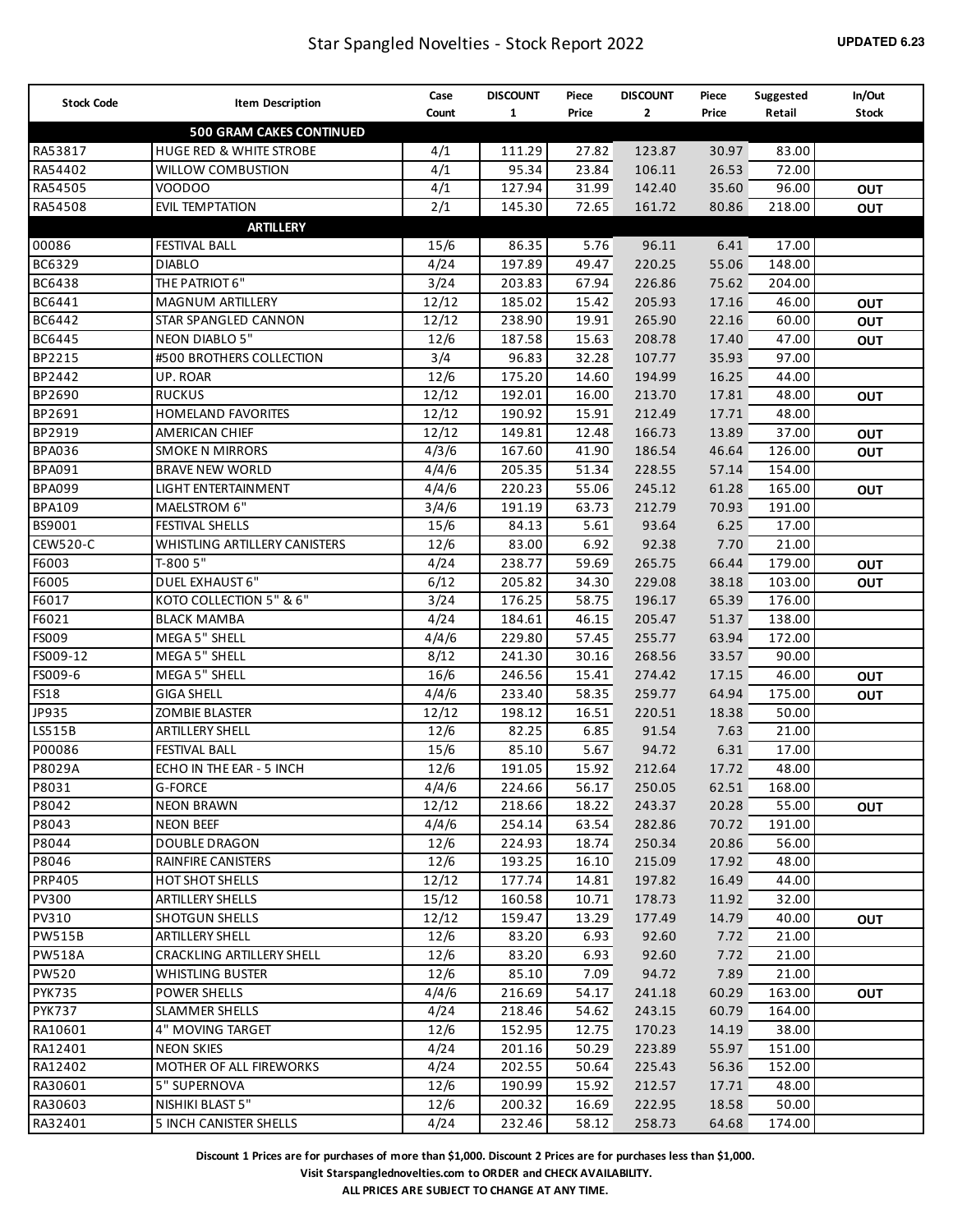# Star Spangled Novelties - Stock Report 2022

**UPDATED 6.23**

| Stock Code | Item Description | Case Count | DISCOUNT 1 | Piece Price | DISCOUNT 2 | Piece Price | Suggested Retail | In/Out Stock |
|---|---|---|---|---|---|---|---|---|
| | **500 GRAM CAKES CONTINUED** | | | | | | | |
| RA53817 | HUGE RED & WHITE STROBE | 4/1 | 111.29 | 27.82 | 123.87 | 30.97 | 83.00 | |
| RA54402 | WILLOW COMBUSTION | 4/1 | 95.34 | 23.84 | 106.11 | 26.53 | 72.00 | |
| RA54505 | VOODOO | 4/1 | 127.94 | 31.99 | 142.40 | 35.60 | 96.00 | OUT |
| RA54508 | EVIL TEMPTATION | 2/1 | 145.30 | 72.65 | 161.72 | 80.86 | 218.00 | OUT |
| | **ARTILLERY** | | | | | | | |
| 00086 | FESTIVAL BALL | 15/6 | 86.35 | 5.76 | 96.11 | 6.41 | 17.00 | |
| BC6329 | DIABLO | 4/24 | 197.89 | 49.47 | 220.25 | 55.06 | 148.00 | |
| BC6438 | THE PATRIOT 6" | 3/24 | 203.83 | 67.94 | 226.86 | 75.62 | 204.00 | |
| BC6441 | MAGNUM ARTILLERY | 12/12 | 185.02 | 15.42 | 205.93 | 17.16 | 46.00 | OUT |
| BC6442 | STAR SPANGLED CANNON | 12/12 | 238.90 | 19.91 | 265.90 | 22.16 | 60.00 | OUT |
| BC6445 | NEON DIABLO 5" | 12/6 | 187.58 | 15.63 | 208.78 | 17.40 | 47.00 | OUT |
| BP2215 | #500 BROTHERS COLLECTION | 3/4 | 96.83 | 32.28 | 107.77 | 35.93 | 97.00 | |
| BP2442 | UP. ROAR | 12/6 | 175.20 | 14.60 | 194.99 | 16.25 | 44.00 | |
| BP2690 | RUCKUS | 12/12 | 192.01 | 16.00 | 213.70 | 17.81 | 48.00 | OUT |
| BP2691 | HOMELAND FAVORITES | 12/12 | 190.92 | 15.91 | 212.49 | 17.71 | 48.00 | |
| BP2919 | AMERICAN CHIEF | 12/12 | 149.81 | 12.48 | 166.73 | 13.89 | 37.00 | OUT |
| BPA036 | SMOKE N MIRRORS | 4/3/6 | 167.60 | 41.90 | 186.54 | 46.64 | 126.00 | OUT |
| BPA091 | BRAVE NEW WORLD | 4/4/6 | 205.35 | 51.34 | 228.55 | 57.14 | 154.00 | |
| BPA099 | LIGHT ENTERTAINMENT | 4/4/6 | 220.23 | 55.06 | 245.12 | 61.28 | 165.00 | OUT |
| BPA109 | MAELSTROM 6" | 3/4/6 | 191.19 | 63.73 | 212.79 | 70.93 | 191.00 | |
| BS9001 | FESTIVAL SHELLS | 15/6 | 84.13 | 5.61 | 93.64 | 6.25 | 17.00 | |
| CEW520-C | WHISTLING ARTILLERY CANISTERS | 12/6 | 83.00 | 6.92 | 92.38 | 7.70 | 21.00 | |
| F6003 | T-800 5" | 4/24 | 238.77 | 59.69 | 265.75 | 66.44 | 179.00 | OUT |
| F6005 | DUEL EXHAUST 6" | 6/12 | 205.82 | 34.30 | 229.08 | 38.18 | 103.00 | OUT |
| F6017 | KOTO COLLECTION 5" & 6" | 3/24 | 176.25 | 58.75 | 196.17 | 65.39 | 176.00 | |
| F6021 | BLACK MAMBA | 4/24 | 184.61 | 46.15 | 205.47 | 51.37 | 138.00 | |
| FS009 | MEGA 5" SHELL | 4/4/6 | 229.80 | 57.45 | 255.77 | 63.94 | 172.00 | |
| FS009-12 | MEGA 5" SHELL | 8/12 | 241.30 | 30.16 | 268.56 | 33.57 | 90.00 | |
| FS009-6 | MEGA 5" SHELL | 16/6 | 246.56 | 15.41 | 274.42 | 17.15 | 46.00 | OUT |
| FS18 | GIGA SHELL | 4/4/6 | 233.40 | 58.35 | 259.77 | 64.94 | 175.00 | OUT |
| JP935 | ZOMBIE BLASTER | 12/12 | 198.12 | 16.51 | 220.51 | 18.38 | 50.00 | |
| LS515B | ARTILLERY SHELL | 12/6 | 82.25 | 6.85 | 91.54 | 7.63 | 21.00 | |
| P00086 | FESTIVAL BALL | 15/6 | 85.10 | 5.67 | 94.72 | 6.31 | 17.00 | |
| P8029A | ECHO IN THE EAR - 5 INCH | 12/6 | 191.05 | 15.92 | 212.64 | 17.72 | 48.00 | |
| P8031 | G-FORCE | 4/4/6 | 224.66 | 56.17 | 250.05 | 62.51 | 168.00 | |
| P8042 | NEON BRAWN | 12/12 | 218.66 | 18.22 | 243.37 | 20.28 | 55.00 | OUT |
| P8043 | NEON BEEF | 4/4/6 | 254.14 | 63.54 | 282.86 | 70.72 | 191.00 | |
| P8044 | DOUBLE DRAGON | 12/6 | 224.93 | 18.74 | 250.34 | 20.86 | 56.00 | |
| P8046 | RAINFIRE CANISTERS | 12/6 | 193.25 | 16.10 | 215.09 | 17.92 | 48.00 | |
| PRP405 | HOT SHOT SHELLS | 12/12 | 177.74 | 14.81 | 197.82 | 16.49 | 44.00 | |
| PV300 | ARTILLERY SHELLS | 15/12 | 160.58 | 10.71 | 178.73 | 11.92 | 32.00 | |
| PV310 | SHOTGUN SHELLS | 12/12 | 159.47 | 13.29 | 177.49 | 14.79 | 40.00 | OUT |
| PW515B | ARTILLERY SHELL | 12/6 | 83.20 | 6.93 | 92.60 | 7.72 | 21.00 | |
| PW518A | CRACKLING ARTILLERY SHELL | 12/6 | 83.20 | 6.93 | 92.60 | 7.72 | 21.00 | |
| PW520 | WHISTLING BUSTER | 12/6 | 85.10 | 7.09 | 94.72 | 7.89 | 21.00 | |
| PYK735 | POWER SHELLS | 4/4/6 | 216.69 | 54.17 | 241.18 | 60.29 | 163.00 | OUT |
| PYK737 | SLAMMER SHELLS | 4/24 | 218.46 | 54.62 | 243.15 | 60.79 | 164.00 | |
| RA10601 | 4" MOVING TARGET | 12/6 | 152.95 | 12.75 | 170.23 | 14.19 | 38.00 | |
| RA12401 | NEON SKIES | 4/24 | 201.16 | 50.29 | 223.89 | 55.97 | 151.00 | |
| RA12402 | MOTHER OF ALL FIREWORKS | 4/24 | 202.55 | 50.64 | 225.43 | 56.36 | 152.00 | |
| RA30601 | 5" SUPERNOVA | 12/6 | 190.99 | 15.92 | 212.57 | 17.71 | 48.00 | |
| RA30603 | NISHIKI BLAST 5" | 12/6 | 200.32 | 16.69 | 222.95 | 18.58 | 50.00 | |
| RA32401 | 5 INCH CANISTER SHELLS | 4/24 | 232.46 | 58.12 | 258.73 | 64.68 | 174.00 | |

**Discount 1 Prices are for purchases of more than $1,000. Discount 2 Prices are for purchases less than $1,000.**

**Visit Starspanglednovelties.com to ORDER and CHECK AVAILABILITY.**

**ALL PRICES ARE SUBJECT TO CHANGE AT ANY TIME.**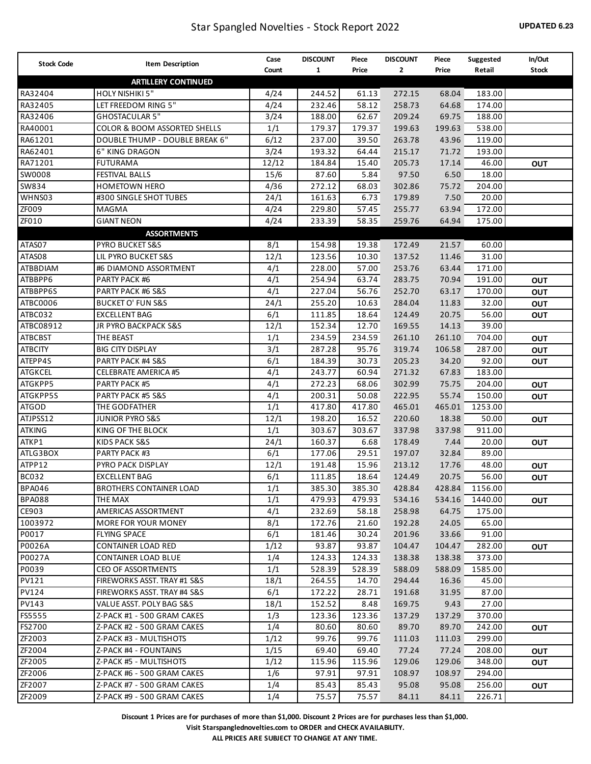# Star Spangled Novelties - Stock Report 2022

**UPDATED 6.23**

| Stock Code | Item Description | Case Count | DISCOUNT 1 | Piece Price | DISCOUNT 2 | Piece Price | Suggested Retail | In/Out Stock |
|---|---|---|---|---|---|---|---|---|
| | **ARTILLERY CONTINUED** | | | | | | | |
| RA32404 | HOLY NISHIKI 5" | 4/24 | 244.52 | 61.13 | 272.15 | 68.04 | 183.00 | |
| RA32405 | LET FREEDOM RING 5" | 4/24 | 232.46 | 58.12 | 258.73 | 64.68 | 174.00 | |
| RA32406 | GHOSTACULAR 5" | 3/24 | 188.00 | 62.67 | 209.24 | 69.75 | 188.00 | |
| RA40001 | COLOR & BOOM ASSORTED SHELLS | 1/1 | 179.37 | 179.37 | 199.63 | 199.63 | 538.00 | |
| RA61201 | DOUBLE THUMP - DOUBLE BREAK 6" | 6/12 | 237.00 | 39.50 | 263.78 | 43.96 | 119.00 | |
| RA62401 | 6" KING DRAGON | 3/24 | 193.32 | 64.44 | 215.17 | 71.72 | 193.00 | |
| RA71201 | FUTURAMA | 12/12 | 184.84 | 15.40 | 205.73 | 17.14 | 46.00 | OUT |
| SW0008 | FESTIVAL BALLS | 15/6 | 87.60 | 5.84 | 97.50 | 6.50 | 18.00 | |
| SW834 | HOMETOWN HERO | 4/36 | 272.12 | 68.03 | 302.86 | 75.72 | 204.00 | |
| WHNS03 | #300 SINGLE SHOT TUBES | 24/1 | 161.63 | 6.73 | 179.89 | 7.50 | 20.00 | |
| ZF009 | MAGMA | 4/24 | 229.80 | 57.45 | 255.77 | 63.94 | 172.00 | |
| ZF010 | GIANT NEON | 4/24 | 233.39 | 58.35 | 259.76 | 64.94 | 175.00 | |
| | **ASSORTMENTS** | | | | | | | |
| ATAS07 | PYRO BUCKET S&S | 8/1 | 154.98 | 19.38 | 172.49 | 21.57 | 60.00 | |
| ATAS08 | LIL PYRO BUCKET S&S | 12/1 | 123.56 | 10.30 | 137.52 | 11.46 | 31.00 | |
| ATBBDIAM | #6 DIAMOND ASSORTMENT | 4/1 | 228.00 | 57.00 | 253.76 | 63.44 | 171.00 | |
| ATBBPP6 | PARTY PACK #6 | 4/1 | 254.94 | 63.74 | 283.75 | 70.94 | 191.00 | OUT |
| ATBBPP6S | PARTY PACK #6 S&S | 4/1 | 227.04 | 56.76 | 252.70 | 63.17 | 170.00 | OUT |
| ATBC0006 | BUCKET O' FUN S&S | 24/1 | 255.20 | 10.63 | 284.04 | 11.83 | 32.00 | OUT |
| ATBC032 | EXCELLENT BAG | 6/1 | 111.85 | 18.64 | 124.49 | 20.75 | 56.00 | OUT |
| ATBC08912 | JR PYRO BACKPACK S&S | 12/1 | 152.34 | 12.70 | 169.55 | 14.13 | 39.00 | |
| ATBCBST | THE BEAST | 1/1 | 234.59 | 234.59 | 261.10 | 261.10 | 704.00 | OUT |
| ATBCITY | BIG CITY DISPLAY | 3/1 | 287.28 | 95.76 | 319.74 | 106.58 | 287.00 | OUT |
| ATEPP4S | PARTY PACK #4 S&S | 6/1 | 184.39 | 30.73 | 205.23 | 34.20 | 92.00 | OUT |
| ATGKCEL | CELEBRATE AMERICA #5 | 4/1 | 243.77 | 60.94 | 271.32 | 67.83 | 183.00 | |
| ATGKPP5 | PARTY PACK #5 | 4/1 | 272.23 | 68.06 | 302.99 | 75.75 | 204.00 | OUT |
| ATGKPP5S | PARTY PACK #5 S&S | 4/1 | 200.31 | 50.08 | 222.95 | 55.74 | 150.00 | OUT |
| ATGOD | THE GODFATHER | 1/1 | 417.80 | 417.80 | 465.01 | 465.01 | 1253.00 | |
| ATJPSS12 | JUNIOR PYRO S&S | 12/1 | 198.20 | 16.52 | 220.60 | 18.38 | 50.00 | OUT |
| ATKING | KING OF THE BLOCK | 1/1 | 303.67 | 303.67 | 337.98 | 337.98 | 911.00 | |
| ATKP1 | KIDS PACK S&S | 24/1 | 160.37 | 6.68 | 178.49 | 7.44 | 20.00 | OUT |
| ATLG3BOX | PARTY PACK #3 | 6/1 | 177.06 | 29.51 | 197.07 | 32.84 | 89.00 | |
| ATPP12 | PYRO PACK DISPLAY | 12/1 | 191.48 | 15.96 | 213.12 | 17.76 | 48.00 | OUT |
| BC032 | EXCELLENT BAG | 6/1 | 111.85 | 18.64 | 124.49 | 20.75 | 56.00 | OUT |
| BPA046 | BROTHERS CONTAINER LOAD | 1/1 | 385.30 | 385.30 | 428.84 | 428.84 | 1156.00 | |
| BPA088 | THE MAX | 1/1 | 479.93 | 479.93 | 534.16 | 534.16 | 1440.00 | OUT |
| CE903 | AMERICAS ASSORTMENT | 4/1 | 232.69 | 58.18 | 258.98 | 64.75 | 175.00 | |
| 1003972 | MORE FOR YOUR MONEY | 8/1 | 172.76 | 21.60 | 192.28 | 24.05 | 65.00 | |
| P0017 | FLYING SPACE | 6/1 | 181.46 | 30.24 | 201.96 | 33.66 | 91.00 | |
| P0026A | CONTAINER LOAD RED | 1/12 | 93.87 | 93.87 | 104.47 | 104.47 | 282.00 | OUT |
| P0027A | CONTAINER LOAD BLUE | 1/4 | 124.33 | 124.33 | 138.38 | 138.38 | 373.00 | |
| P0039 | CEO OF ASSORTMENTS | 1/1 | 528.39 | 528.39 | 588.09 | 588.09 | 1585.00 | |
| PV121 | FIREWORKS ASST. TRAY #1 S&S | 18/1 | 264.55 | 14.70 | 294.44 | 16.36 | 45.00 | |
| PV124 | FIREWORKS ASST. TRAY #4 S&S | 6/1 | 172.22 | 28.71 | 191.68 | 31.95 | 87.00 | |
| PV143 | VALUE ASST. POLY BAG S&S | 18/1 | 152.52 | 8.48 | 169.75 | 9.43 | 27.00 | |
| FS5555 | Z-PACK #1 - 500 GRAM CAKES | 1/3 | 123.36 | 123.36 | 137.29 | 137.29 | 370.00 | |
| FS2700 | Z-PACK #2 - 500 GRAM CAKES | 1/4 | 80.60 | 80.60 | 89.70 | 89.70 | 242.00 | OUT |
| ZF2003 | Z-PACK #3 - MULTISHOTS | 1/12 | 99.76 | 99.76 | 111.03 | 111.03 | 299.00 | |
| ZF2004 | Z-PACK #4 - FOUNTAINS | 1/15 | 69.40 | 69.40 | 77.24 | 77.24 | 208.00 | OUT |
| ZF2005 | Z-PACK #5 - MULTISHOTS | 1/12 | 115.96 | 115.96 | 129.06 | 129.06 | 348.00 | OUT |
| ZF2006 | Z-PACK #6 - 500 GRAM CAKES | 1/6 | 97.91 | 97.91 | 108.97 | 108.97 | 294.00 | |
| ZF2007 | Z-PACK #7 - 500 GRAM CAKES | 1/4 | 85.43 | 85.43 | 95.08 | 95.08 | 256.00 | OUT |
| ZF2009 | Z-PACK #9 - 500 GRAM CAKES | 1/4 | 75.57 | 75.57 | 84.11 | 84.11 | 226.71 | |

**Discount 1 Prices are for purchases of more than $1,000. Discount 2 Prices are for purchases less than $1,000.**

**Visit Starspanglednovelties.com to ORDER and CHECK AVAILABILITY.**

**ALL PRICES ARE SUBJECT TO CHANGE AT ANY TIME.**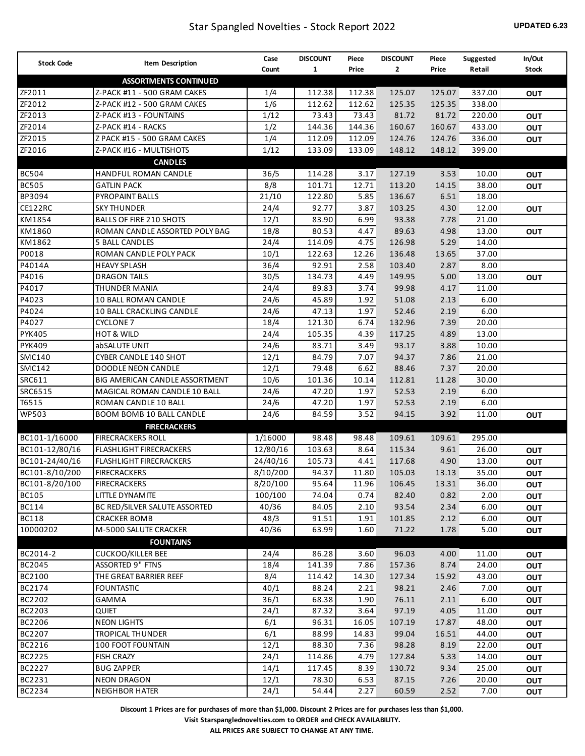# Star Spangled Novelties - Stock Report 2022

**UPDATED 6.23**

| Stock Code | Item Description | Case Count | DISCOUNT 1 | Piece Price | DISCOUNT 2 | Piece Price | Suggested Retail | In/Out Stock |
|---|---|---|---|---|---|---|---|---|
| | **ASSORTMENTS CONTINUED** | | | | | | | |
| ZF2011 | Z-PACK #11 - 500 GRAM CAKES | 1/4 | 112.38 | 112.38 | 125.07 | 125.07 | 337.00 | OUT |
| ZF2012 | Z-PACK #12 - 500 GRAM CAKES | 1/6 | 112.62 | 112.62 | 125.35 | 125.35 | 338.00 | |
| ZF2013 | Z-PACK #13 - FOUNTAINS | 1/12 | 73.43 | 73.43 | 81.72 | 81.72 | 220.00 | OUT |
| ZF2014 | Z-PACK #14 - RACKS | 1/2 | 144.36 | 144.36 | 160.67 | 160.67 | 433.00 | OUT |
| ZF2015 | Z PACK #15 - 500 GRAM CAKES | 1/4 | 112.09 | 112.09 | 124.76 | 124.76 | 336.00 | OUT |
| ZF2016 | Z-PACK #16 - MULTISHOTS | 1/12 | 133.09 | 133.09 | 148.12 | 148.12 | 399.00 | |
| | **CANDLES** | | | | | | | |
| BC504 | HANDFUL ROMAN CANDLE | 36/5 | 114.28 | 3.17 | 127.19 | 3.53 | 10.00 | OUT |
| BC505 | GATLIN PACK | 8/8 | 101.71 | 12.71 | 113.20 | 14.15 | 38.00 | OUT |
| BP3094 | PYROPAINT BALLS | 21/10 | 122.80 | 5.85 | 136.67 | 6.51 | 18.00 | |
| CE122RC | SKY THUNDER | 24/4 | 92.77 | 3.87 | 103.25 | 4.30 | 12.00 | OUT |
| KM1854 | BALLS OF FIRE 210 SHOTS | 12/1 | 83.90 | 6.99 | 93.38 | 7.78 | 21.00 | |
| KM1860 | ROMAN CANDLE ASSORTED POLY BAG | 18/8 | 80.53 | 4.47 | 89.63 | 4.98 | 13.00 | OUT |
| KM1862 | 5 BALL CANDLES | 24/4 | 114.09 | 4.75 | 126.98 | 5.29 | 14.00 | |
| P0018 | ROMAN CANDLE POLY PACK | 10/1 | 122.63 | 12.26 | 136.48 | 13.65 | 37.00 | |
| P4014A | HEAVY SPLASH | 36/4 | 92.91 | 2.58 | 103.40 | 2.87 | 8.00 | |
| P4016 | DRAGON TAILS | 30/5 | 134.73 | 4.49 | 149.95 | 5.00 | 13.00 | OUT |
| P4017 | THUNDER MANIA | 24/4 | 89.83 | 3.74 | 99.98 | 4.17 | 11.00 | |
| P4023 | 10 BALL ROMAN CANDLE | 24/6 | 45.89 | 1.92 | 51.08 | 2.13 | 6.00 | |
| P4024 | 10 BALL CRACKLING CANDLE | 24/6 | 47.13 | 1.97 | 52.46 | 2.19 | 6.00 | |
| P4027 | CYCLONE 7 | 18/4 | 121.30 | 6.74 | 132.96 | 7.39 | 20.00 | |
| PYK405 | HOT & WILD | 24/4 | 105.35 | 4.39 | 117.25 | 4.89 | 13.00 | |
| PYK409 | abSALUTE UNIT | 24/6 | 83.71 | 3.49 | 93.17 | 3.88 | 10.00 | |
| SMC140 | CYBER CANDLE 140 SHOT | 12/1 | 84.79 | 7.07 | 94.37 | 7.86 | 21.00 | |
| SMC142 | DOODLE NEON CANDLE | 12/1 | 79.48 | 6.62 | 88.46 | 7.37 | 20.00 | |
| SRC611 | BIG AMERICAN CANDLE ASSORTMENT | 10/6 | 101.36 | 10.14 | 112.81 | 11.28 | 30.00 | |
| SRC6515 | MAGICAL ROMAN CANDLE 10 BALL | 24/6 | 47.20 | 1.97 | 52.53 | 2.19 | 6.00 | |
| T6515 | ROMAN CANDLE 10 BALL | 24/6 | 47.20 | 1.97 | 52.53 | 2.19 | 6.00 | |
| WP503 | BOOM BOMB 10 BALL CANDLE | 24/6 | 84.59 | 3.52 | 94.15 | 3.92 | 11.00 | OUT |
| | **FIRECRACKERS** | | | | | | | |
| BC101-1/16000 | FIRECRACKERS ROLL | 1/16000 | 98.48 | 98.48 | 109.61 | 109.61 | 295.00 | |
| BC101-12/80/16 | FLASHLIGHT FIRECRACKERS | 12/80/16 | 103.63 | 8.64 | 115.34 | 9.61 | 26.00 | OUT |
| BC101-24/40/16 | FLASHLIGHT FIRECRACKERS | 24/40/16 | 105.73 | 4.41 | 117.68 | 4.90 | 13.00 | OUT |
| BC101-8/10/200 | FIRECRACKERS | 8/10/200 | 94.37 | 11.80 | 105.03 | 13.13 | 35.00 | OUT |
| BC101-8/20/100 | FIRECRACKERS | 8/20/100 | 95.64 | 11.96 | 106.45 | 13.31 | 36.00 | OUT |
| BC105 | LITTLE DYNAMITE | 100/100 | 74.04 | 0.74 | 82.40 | 0.82 | 2.00 | OUT |
| BC114 | BC RED/SILVER SALUTE ASSORTED | 40/36 | 84.05 | 2.10 | 93.54 | 2.34 | 6.00 | OUT |
| BC118 | CRACKER BOMB | 48/3 | 91.51 | 1.91 | 101.85 | 2.12 | 6.00 | OUT |
| 10000202 | M-5000 SALUTE CRACKER | 40/36 | 63.99 | 1.60 | 71.22 | 1.78 | 5.00 | OUT |
| | **FOUNTAINS** | | | | | | | |
| BC2014-2 | CUCKOO/KILLER BEE | 24/4 | 86.28 | 3.60 | 96.03 | 4.00 | 11.00 | OUT |
| BC2045 | ASSORTED 9" FTNS | 18/4 | 141.39 | 7.86 | 157.36 | 8.74 | 24.00 | OUT |
| BC2100 | THE GREAT BARRIER REEF | 8/4 | 114.42 | 14.30 | 127.34 | 15.92 | 43.00 | OUT |
| BC2174 | FOUNTASTIC | 40/1 | 88.24 | 2.21 | 98.21 | 2.46 | 7.00 | OUT |
| BC2202 | GAMMA | 36/1 | 68.38 | 1.90 | 76.11 | 2.11 | 6.00 | OUT |
| BC2203 | QUIET | 24/1 | 87.32 | 3.64 | 97.19 | 4.05 | 11.00 | OUT |
| BC2206 | NEON LIGHTS | 6/1 | 96.31 | 16.05 | 107.19 | 17.87 | 48.00 | OUT |
| BC2207 | TROPICAL THUNDER | 6/1 | 88.99 | 14.83 | 99.04 | 16.51 | 44.00 | OUT |
| BC2216 | 100 FOOT FOUNTAIN | 12/1 | 88.30 | 7.36 | 98.28 | 8.19 | 22.00 | OUT |
| BC2225 | FISH CRAZY | 24/1 | 114.86 | 4.79 | 127.84 | 5.33 | 14.00 | OUT |
| BC2227 | BUG ZAPPER | 14/1 | 117.45 | 8.39 | 130.72 | 9.34 | 25.00 | OUT |
| BC2231 | NEON DRAGON | 12/1 | 78.30 | 6.53 | 87.15 | 7.26 | 20.00 | OUT |
| BC2234 | NEIGHBOR HATER | 24/1 | 54.44 | 2.27 | 60.59 | 2.52 | 7.00 | OUT |

**Discount 1 Prices are for purchases of more than $1,000. Discount 2 Prices are for purchases less than $1,000.**

**Visit Starspanglednovelties.com to ORDER and CHECK AVAILABILITY.**

**ALL PRICES ARE SUBJECT TO CHANGE AT ANY TIME.**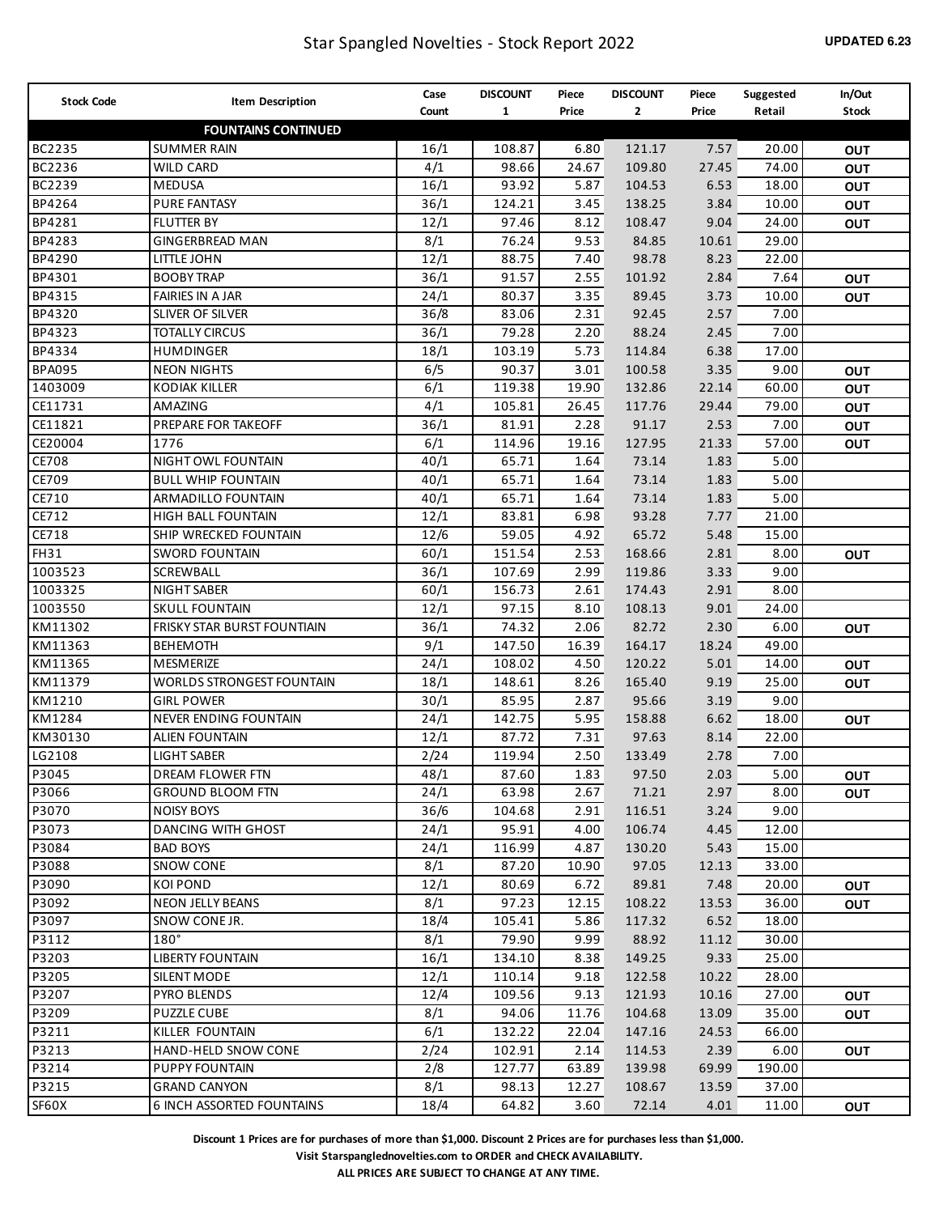# Star Spangled Novelties - Stock Report 2022

**UPDATED 6.23**

| Stock Code | Item Description | Case Count | DISCOUNT 1 | Piece Price | DISCOUNT 2 | Piece Price | Suggested Retail | In/Out Stock |
|---|---|---|---|---|---|---|---|---|
| | **FOUNTAINS CONTINUED** | | | | | | | |
| BC2235 | SUMMER RAIN | 16/1 | 108.87 | 6.80 | 121.17 | 7.57 | 20.00 | OUT |
| BC2236 | WILD CARD | 4/1 | 98.66 | 24.67 | 109.80 | 27.45 | 74.00 | OUT |
| BC2239 | MEDUSA | 16/1 | 93.92 | 5.87 | 104.53 | 6.53 | 18.00 | OUT |
| BP4264 | PURE FANTASY | 36/1 | 124.21 | 3.45 | 138.25 | 3.84 | 10.00 | OUT |
| BP4281 | FLUTTER BY | 12/1 | 97.46 | 8.12 | 108.47 | 9.04 | 24.00 | OUT |
| BP4283 | GINGERBREAD MAN | 8/1 | 76.24 | 9.53 | 84.85 | 10.61 | 29.00 | |
| BP4290 | LITTLE JOHN | 12/1 | 88.75 | 7.40 | 98.78 | 8.23 | 22.00 | |
| BP4301 | BOOBY TRAP | 36/1 | 91.57 | 2.55 | 101.92 | 2.84 | 7.64 | OUT |
| BP4315 | FAIRIES IN A JAR | 24/1 | 80.37 | 3.35 | 89.45 | 3.73 | 10.00 | OUT |
| BP4320 | SLIVER OF SILVER | 36/8 | 83.06 | 2.31 | 92.45 | 2.57 | 7.00 | |
| BP4323 | TOTALLY CIRCUS | 36/1 | 79.28 | 2.20 | 88.24 | 2.45 | 7.00 | |
| BP4334 | HUMDINGER | 18/1 | 103.19 | 5.73 | 114.84 | 6.38 | 17.00 | |
| BPA095 | NEON NIGHTS | 6/5 | 90.37 | 3.01 | 100.58 | 3.35 | 9.00 | OUT |
| 1403009 | KODIAK KILLER | 6/1 | 119.38 | 19.90 | 132.86 | 22.14 | 60.00 | OUT |
| CE11731 | AMAZING | 4/1 | 105.81 | 26.45 | 117.76 | 29.44 | 79.00 | OUT |
| CE11821 | PREPARE FOR TAKEOFF | 36/1 | 81.91 | 2.28 | 91.17 | 2.53 | 7.00 | OUT |
| CE20004 | 1776 | 6/1 | 114.96 | 19.16 | 127.95 | 21.33 | 57.00 | OUT |
| CE708 | NIGHT OWL FOUNTAIN | 40/1 | 65.71 | 1.64 | 73.14 | 1.83 | 5.00 | |
| CE709 | BULL WHIP FOUNTAIN | 40/1 | 65.71 | 1.64 | 73.14 | 1.83 | 5.00 | |
| CE710 | ARMADILLO FOUNTAIN | 40/1 | 65.71 | 1.64 | 73.14 | 1.83 | 5.00 | |
| CE712 | HIGH BALL FOUNTAIN | 12/1 | 83.81 | 6.98 | 93.28 | 7.77 | 21.00 | |
| CE718 | SHIP WRECKED FOUNTAIN | 12/6 | 59.05 | 4.92 | 65.72 | 5.48 | 15.00 | |
| FH31 | SWORD FOUNTAIN | 60/1 | 151.54 | 2.53 | 168.66 | 2.81 | 8.00 | OUT |
| 1003523 | SCREWBALL | 36/1 | 107.69 | 2.99 | 119.86 | 3.33 | 9.00 | |
| 1003325 | NIGHT SABER | 60/1 | 156.73 | 2.61 | 174.43 | 2.91 | 8.00 | |
| 1003550 | SKULL FOUNTAIN | 12/1 | 97.15 | 8.10 | 108.13 | 9.01 | 24.00 | |
| KM11302 | FRISKY STAR BURST FOUNTIAIN | 36/1 | 74.32 | 2.06 | 82.72 | 2.30 | 6.00 | OUT |
| KM11363 | BEHEMOTH | 9/1 | 147.50 | 16.39 | 164.17 | 18.24 | 49.00 | |
| KM11365 | MESMERIZE | 24/1 | 108.02 | 4.50 | 120.22 | 5.01 | 14.00 | OUT |
| KM11379 | WORLDS STRONGEST FOUNTAIN | 18/1 | 148.61 | 8.26 | 165.40 | 9.19 | 25.00 | OUT |
| KM1210 | GIRL POWER | 30/1 | 85.95 | 2.87 | 95.66 | 3.19 | 9.00 | |
| KM1284 | NEVER ENDING FOUNTAIN | 24/1 | 142.75 | 5.95 | 158.88 | 6.62 | 18.00 | OUT |
| KM30130 | ALIEN FOUNTAIN | 12/1 | 87.72 | 7.31 | 97.63 | 8.14 | 22.00 | |
| LG2108 | LIGHT SABER | 2/24 | 119.94 | 2.50 | 133.49 | 2.78 | 7.00 | |
| P3045 | DREAM FLOWER FTN | 48/1 | 87.60 | 1.83 | 97.50 | 2.03 | 5.00 | OUT |
| P3066 | GROUND BLOOM FTN | 24/1 | 63.98 | 2.67 | 71.21 | 2.97 | 8.00 | OUT |
| P3070 | NOISY BOYS | 36/6 | 104.68 | 2.91 | 116.51 | 3.24 | 9.00 | |
| P3073 | DANCING WITH GHOST | 24/1 | 95.91 | 4.00 | 106.74 | 4.45 | 12.00 | |
| P3084 | BAD BOYS | 24/1 | 116.99 | 4.87 | 130.20 | 5.43 | 15.00 | |
| P3088 | SNOW CONE | 8/1 | 87.20 | 10.90 | 97.05 | 12.13 | 33.00 | |
| P3090 | KOI POND | 12/1 | 80.69 | 6.72 | 89.81 | 7.48 | 20.00 | OUT |
| P3092 | NEON JELLY BEANS | 8/1 | 97.23 | 12.15 | 108.22 | 13.53 | 36.00 | OUT |
| P3097 | SNOW CONE JR. | 18/4 | 105.41 | 5.86 | 117.32 | 6.52 | 18.00 | |
| P3112 | 180° | 8/1 | 79.90 | 9.99 | 88.92 | 11.12 | 30.00 | |
| P3203 | LIBERTY FOUNTAIN | 16/1 | 134.10 | 8.38 | 149.25 | 9.33 | 25.00 | |
| P3205 | SILENT MODE | 12/1 | 110.14 | 9.18 | 122.58 | 10.22 | 28.00 | |
| P3207 | PYRO BLENDS | 12/4 | 109.56 | 9.13 | 121.93 | 10.16 | 27.00 | OUT |
| P3209 | PUZZLE CUBE | 8/1 | 94.06 | 11.76 | 104.68 | 13.09 | 35.00 | OUT |
| P3211 | KILLER FOUNTAIN | 6/1 | 132.22 | 22.04 | 147.16 | 24.53 | 66.00 | |
| P3213 | HAND-HELD SNOW CONE | 2/24 | 102.91 | 2.14 | 114.53 | 2.39 | 6.00 | OUT |
| P3214 | PUPPY FOUNTAIN | 2/8 | 127.77 | 63.89 | 139.98 | 69.99 | 190.00 | |
| P3215 | GRAND CANYON | 8/1 | 98.13 | 12.27 | 108.67 | 13.59 | 37.00 | |
| SF60X | 6 INCH ASSORTED FOUNTAINS | 18/4 | 64.82 | 3.60 | 72.14 | 4.01 | 11.00 | OUT |

**Discount 1 Prices are for purchases of more than $1,000. Discount 2 Prices are for purchases less than $1,000.**

**Visit Starspanglednovelties.com to ORDER and CHECK AVAILABILITY.**

**ALL PRICES ARE SUBJECT TO CHANGE AT ANY TIME.**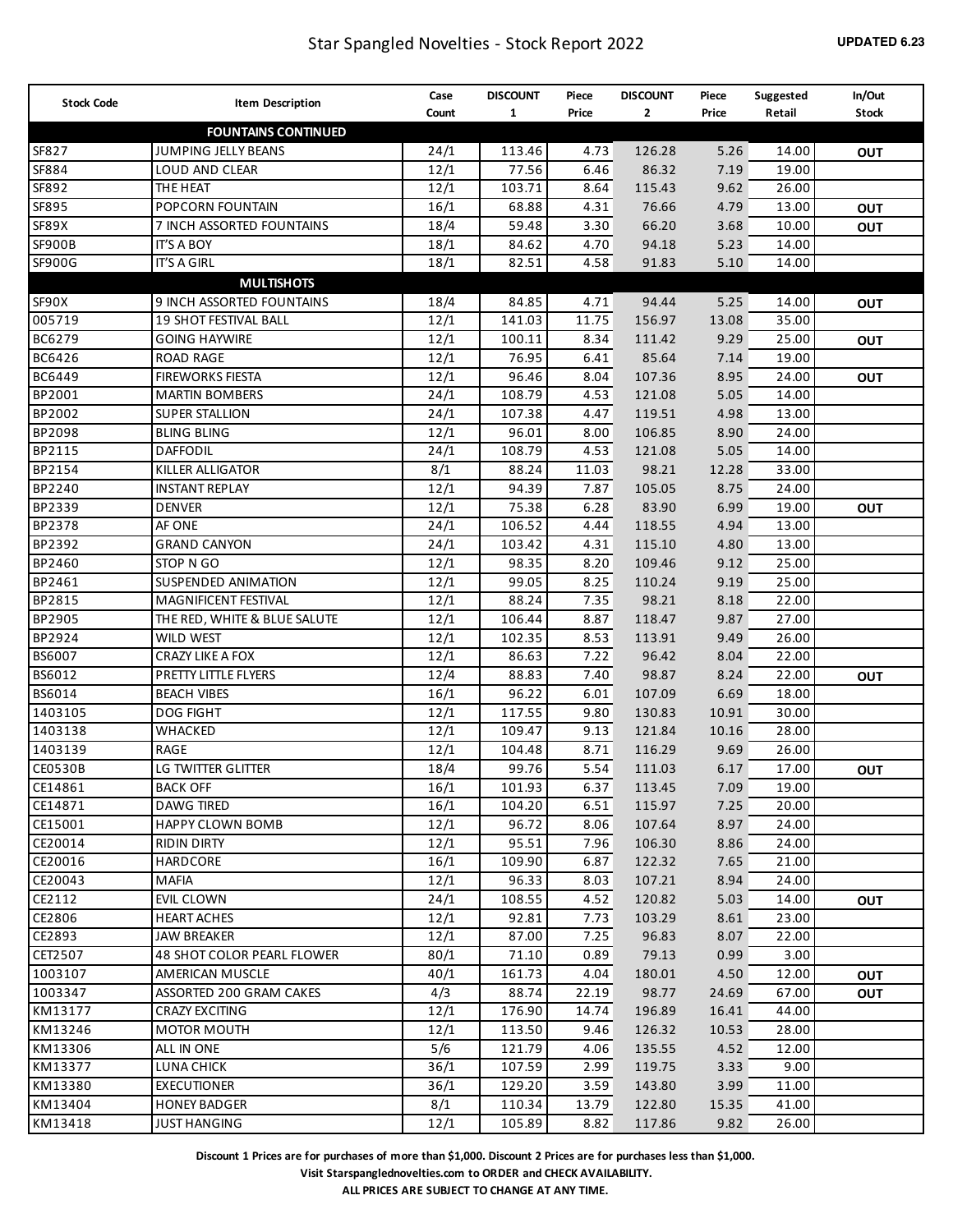# Star Spangled Novelties - Stock Report 2022

**UPDATED 6.23**

| Stock Code | Item Description | Case Count | DISCOUNT 1 | Piece Price | DISCOUNT 2 | Piece Price | Suggested Retail | In/Out Stock |
|---|---|---|---|---|---|---|---|---|
| | **FOUNTAINS CONTINUED** | | | | | | | |
| SF827 | JUMPING JELLY BEANS | 24/1 | 113.46 | 4.73 | 126.28 | 5.26 | 14.00 | OUT |
| SF884 | LOUD AND CLEAR | 12/1 | 77.56 | 6.46 | 86.32 | 7.19 | 19.00 | |
| SF892 | THE HEAT | 12/1 | 103.71 | 8.64 | 115.43 | 9.62 | 26.00 | |
| SF895 | POPCORN FOUNTAIN | 16/1 | 68.88 | 4.31 | 76.66 | 4.79 | 13.00 | OUT |
| SF89X | 7 INCH ASSORTED FOUNTAINS | 18/4 | 59.48 | 3.30 | 66.20 | 3.68 | 10.00 | OUT |
| SF900B | IT'S A BOY | 18/1 | 84.62 | 4.70 | 94.18 | 5.23 | 14.00 | |
| SF900G | IT'S A GIRL | 18/1 | 82.51 | 4.58 | 91.83 | 5.10 | 14.00 | |
| | **MULTISHOTS** | | | | | | | |
| SF90X | 9 INCH ASSORTED FOUNTAINS | 18/4 | 84.85 | 4.71 | 94.44 | 5.25 | 14.00 | OUT |
| 005719 | 19 SHOT FESTIVAL BALL | 12/1 | 141.03 | 11.75 | 156.97 | 13.08 | 35.00 | |
| BC6279 | GOING HAYWIRE | 12/1 | 100.11 | 8.34 | 111.42 | 9.29 | 25.00 | OUT |
| BC6426 | ROAD RAGE | 12/1 | 76.95 | 6.41 | 85.64 | 7.14 | 19.00 | |
| BC6449 | FIREWORKS FIESTA | 12/1 | 96.46 | 8.04 | 107.36 | 8.95 | 24.00 | OUT |
| BP2001 | MARTIN BOMBERS | 24/1 | 108.79 | 4.53 | 121.08 | 5.05 | 14.00 | |
| BP2002 | SUPER STALLION | 24/1 | 107.38 | 4.47 | 119.51 | 4.98 | 13.00 | |
| BP2098 | BLING BLING | 12/1 | 96.01 | 8.00 | 106.85 | 8.90 | 24.00 | |
| BP2115 | DAFFODIL | 24/1 | 108.79 | 4.53 | 121.08 | 5.05 | 14.00 | |
| BP2154 | KILLER ALLIGATOR | 8/1 | 88.24 | 11.03 | 98.21 | 12.28 | 33.00 | |
| BP2240 | INSTANT REPLAY | 12/1 | 94.39 | 7.87 | 105.05 | 8.75 | 24.00 | |
| BP2339 | DENVER | 12/1 | 75.38 | 6.28 | 83.90 | 6.99 | 19.00 | OUT |
| BP2378 | AF ONE | 24/1 | 106.52 | 4.44 | 118.55 | 4.94 | 13.00 | |
| BP2392 | GRAND CANYON | 24/1 | 103.42 | 4.31 | 115.10 | 4.80 | 13.00 | |
| BP2460 | STOP N GO | 12/1 | 98.35 | 8.20 | 109.46 | 9.12 | 25.00 | |
| BP2461 | SUSPENDED ANIMATION | 12/1 | 99.05 | 8.25 | 110.24 | 9.19 | 25.00 | |
| BP2815 | MAGNIFICENT FESTIVAL | 12/1 | 88.24 | 7.35 | 98.21 | 8.18 | 22.00 | |
| BP2905 | THE RED, WHITE & BLUE SALUTE | 12/1 | 106.44 | 8.87 | 118.47 | 9.87 | 27.00 | |
| BP2924 | WILD WEST | 12/1 | 102.35 | 8.53 | 113.91 | 9.49 | 26.00 | |
| BS6007 | CRAZY LIKE A FOX | 12/1 | 86.63 | 7.22 | 96.42 | 8.04 | 22.00 | |
| BS6012 | PRETTY LITTLE FLYERS | 12/4 | 88.83 | 7.40 | 98.87 | 8.24 | 22.00 | OUT |
| BS6014 | BEACH VIBES | 16/1 | 96.22 | 6.01 | 107.09 | 6.69 | 18.00 | |
| 1403105 | DOG FIGHT | 12/1 | 117.55 | 9.80 | 130.83 | 10.91 | 30.00 | |
| 1403138 | WHACKED | 12/1 | 109.47 | 9.13 | 121.84 | 10.16 | 28.00 | |
| 1403139 | RAGE | 12/1 | 104.48 | 8.71 | 116.29 | 9.69 | 26.00 | |
| CE0530B | LG TWITTER GLITTER | 18/4 | 99.76 | 5.54 | 111.03 | 6.17 | 17.00 | OUT |
| CE14861 | BACK OFF | 16/1 | 101.93 | 6.37 | 113.45 | 7.09 | 19.00 | |
| CE14871 | DAWG TIRED | 16/1 | 104.20 | 6.51 | 115.97 | 7.25 | 20.00 | |
| CE15001 | HAPPY CLOWN BOMB | 12/1 | 96.72 | 8.06 | 107.64 | 8.97 | 24.00 | |
| CE20014 | RIDIN DIRTY | 12/1 | 95.51 | 7.96 | 106.30 | 8.86 | 24.00 | |
| CE20016 | HARDCORE | 16/1 | 109.90 | 6.87 | 122.32 | 7.65 | 21.00 | |
| CE20043 | MAFIA | 12/1 | 96.33 | 8.03 | 107.21 | 8.94 | 24.00 | |
| CE2112 | EVIL CLOWN | 24/1 | 108.55 | 4.52 | 120.82 | 5.03 | 14.00 | OUT |
| CE2806 | HEART ACHES | 12/1 | 92.81 | 7.73 | 103.29 | 8.61 | 23.00 | |
| CE2893 | JAW BREAKER | 12/1 | 87.00 | 7.25 | 96.83 | 8.07 | 22.00 | |
| CET2507 | 48 SHOT COLOR PEARL FLOWER | 80/1 | 71.10 | 0.89 | 79.13 | 0.99 | 3.00 | |
| 1003107 | AMERICAN MUSCLE | 40/1 | 161.73 | 4.04 | 180.01 | 4.50 | 12.00 | OUT |
| 1003347 | ASSORTED 200 GRAM CAKES | 4/3 | 88.74 | 22.19 | 98.77 | 24.69 | 67.00 | OUT |
| KM13177 | CRAZY EXCITING | 12/1 | 176.90 | 14.74 | 196.89 | 16.41 | 44.00 | |
| KM13246 | MOTOR MOUTH | 12/1 | 113.50 | 9.46 | 126.32 | 10.53 | 28.00 | |
| KM13306 | ALL IN ONE | 5/6 | 121.79 | 4.06 | 135.55 | 4.52 | 12.00 | |
| KM13377 | LUNA CHICK | 36/1 | 107.59 | 2.99 | 119.75 | 3.33 | 9.00 | |
| KM13380 | EXECUTIONER | 36/1 | 129.20 | 3.59 | 143.80 | 3.99 | 11.00 | |
| KM13404 | HONEY BADGER | 8/1 | 110.34 | 13.79 | 122.80 | 15.35 | 41.00 | |
| KM13418 | JUST HANGING | 12/1 | 105.89 | 8.82 | 117.86 | 9.82 | 26.00 | |

**Discount 1 Prices are for purchases of more than $1,000. Discount 2 Prices are for purchases less than $1,000.**

**Visit Starspanglednovelties.com to ORDER and CHECK AVAILABILITY.**

**ALL PRICES ARE SUBJECT TO CHANGE AT ANY TIME.**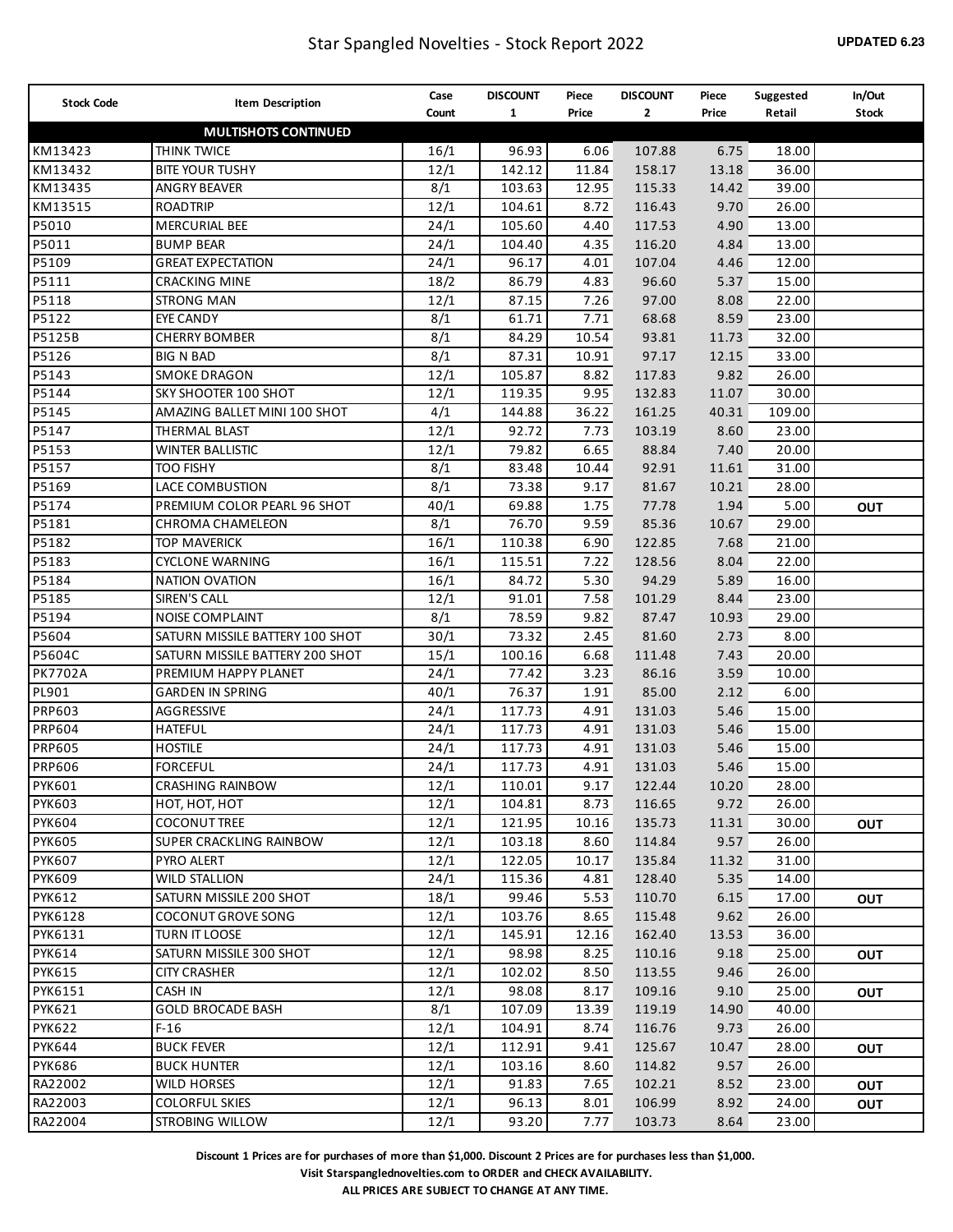# Star Spangled Novelties - Stock Report 2022

**UPDATED 6.23**

| Stock Code | Item Description | Case Count | DISCOUNT 1 | Piece Price | DISCOUNT 2 | Piece Price | Suggested Retail | In/Out Stock |
|---|---|---|---|---|---|---|---|---|
| | **MULTISHOTS CONTINUED** | | | | | | | |
| KM13423 | THINK TWICE | 16/1 | 96.93 | 6.06 | 107.88 | 6.75 | 18.00 | |
| KM13432 | BITE YOUR TUSHY | 12/1 | 142.12 | 11.84 | 158.17 | 13.18 | 36.00 | |
| KM13435 | ANGRY BEAVER | 8/1 | 103.63 | 12.95 | 115.33 | 14.42 | 39.00 | |
| KM13515 | ROADTRIP | 12/1 | 104.61 | 8.72 | 116.43 | 9.70 | 26.00 | |
| P5010 | MERCURIAL BEE | 24/1 | 105.60 | 4.40 | 117.53 | 4.90 | 13.00 | |
| P5011 | BUMP BEAR | 24/1 | 104.40 | 4.35 | 116.20 | 4.84 | 13.00 | |
| P5109 | GREAT EXPECTATION | 24/1 | 96.17 | 4.01 | 107.04 | 4.46 | 12.00 | |
| P5111 | CRACKING MINE | 18/2 | 86.79 | 4.83 | 96.60 | 5.37 | 15.00 | |
| P5118 | STRONG MAN | 12/1 | 87.15 | 7.26 | 97.00 | 8.08 | 22.00 | |
| P5122 | EYE CANDY | 8/1 | 61.71 | 7.71 | 68.68 | 8.59 | 23.00 | |
| P5125B | CHERRY BOMBER | 8/1 | 84.29 | 10.54 | 93.81 | 11.73 | 32.00 | |
| P5126 | BIG N BAD | 8/1 | 87.31 | 10.91 | 97.17 | 12.15 | 33.00 | |
| P5143 | SMOKE DRAGON | 12/1 | 105.87 | 8.82 | 117.83 | 9.82 | 26.00 | |
| P5144 | SKY SHOOTER 100 SHOT | 12/1 | 119.35 | 9.95 | 132.83 | 11.07 | 30.00 | |
| P5145 | AMAZING BALLET MINI 100 SHOT | 4/1 | 144.88 | 36.22 | 161.25 | 40.31 | 109.00 | |
| P5147 | THERMAL BLAST | 12/1 | 92.72 | 7.73 | 103.19 | 8.60 | 23.00 | |
| P5153 | WINTER BALLISTIC | 12/1 | 79.82 | 6.65 | 88.84 | 7.40 | 20.00 | |
| P5157 | TOO FISHY | 8/1 | 83.48 | 10.44 | 92.91 | 11.61 | 31.00 | |
| P5169 | LACE COMBUSTION | 8/1 | 73.38 | 9.17 | 81.67 | 10.21 | 28.00 | |
| P5174 | PREMIUM COLOR PEARL 96 SHOT | 40/1 | 69.88 | 1.75 | 77.78 | 1.94 | 5.00 | **OUT** |
| P5181 | CHROMA CHAMELEON | 8/1 | 76.70 | 9.59 | 85.36 | 10.67 | 29.00 | |
| P5182 | TOP MAVERICK | 16/1 | 110.38 | 6.90 | 122.85 | 7.68 | 21.00 | |
| P5183 | CYCLONE WARNING | 16/1 | 115.51 | 7.22 | 128.56 | 8.04 | 22.00 | |
| P5184 | NATION OVATION | 16/1 | 84.72 | 5.30 | 94.29 | 5.89 | 16.00 | |
| P5185 | SIREN'S CALL | 12/1 | 91.01 | 7.58 | 101.29 | 8.44 | 23.00 | |
| P5194 | NOISE COMPLAINT | 8/1 | 78.59 | 9.82 | 87.47 | 10.93 | 29.00 | |
| P5604 | SATURN MISSILE BATTERY 100 SHOT | 30/1 | 73.32 | 2.45 | 81.60 | 2.73 | 8.00 | |
| P5604C | SATURN MISSILE BATTERY 200 SHOT | 15/1 | 100.16 | 6.68 | 111.48 | 7.43 | 20.00 | |
| PK7702A | PREMIUM HAPPY PLANET | 24/1 | 77.42 | 3.23 | 86.16 | 3.59 | 10.00 | |
| PL901 | GARDEN IN SPRING | 40/1 | 76.37 | 1.91 | 85.00 | 2.12 | 6.00 | |
| PRP603 | AGGRESSIVE | 24/1 | 117.73 | 4.91 | 131.03 | 5.46 | 15.00 | |
| PRP604 | HATEFUL | 24/1 | 117.73 | 4.91 | 131.03 | 5.46 | 15.00 | |
| PRP605 | HOSTILE | 24/1 | 117.73 | 4.91 | 131.03 | 5.46 | 15.00 | |
| PRP606 | FORCEFUL | 24/1 | 117.73 | 4.91 | 131.03 | 5.46 | 15.00 | |
| PYK601 | CRASHING RAINBOW | 12/1 | 110.01 | 9.17 | 122.44 | 10.20 | 28.00 | |
| PYK603 | HOT, HOT, HOT | 12/1 | 104.81 | 8.73 | 116.65 | 9.72 | 26.00 | |
| PYK604 | COCONUT TREE | 12/1 | 121.95 | 10.16 | 135.73 | 11.31 | 30.00 | **OUT** |
| PYK605 | SUPER CRACKLING RAINBOW | 12/1 | 103.18 | 8.60 | 114.84 | 9.57 | 26.00 | |
| PYK607 | PYRO ALERT | 12/1 | 122.05 | 10.17 | 135.84 | 11.32 | 31.00 | |
| PYK609 | WILD STALLION | 24/1 | 115.36 | 4.81 | 128.40 | 5.35 | 14.00 | |
| PYK612 | SATURN MISSILE 200 SHOT | 18/1 | 99.46 | 5.53 | 110.70 | 6.15 | 17.00 | **OUT** |
| PYK6128 | COCONUT GROVE SONG | 12/1 | 103.76 | 8.65 | 115.48 | 9.62 | 26.00 | |
| PYK6131 | TURN IT LOOSE | 12/1 | 145.91 | 12.16 | 162.40 | 13.53 | 36.00 | |
| PYK614 | SATURN MISSILE 300 SHOT | 12/1 | 98.98 | 8.25 | 110.16 | 9.18 | 25.00 | **OUT** |
| PYK615 | CITY CRASHER | 12/1 | 102.02 | 8.50 | 113.55 | 9.46 | 26.00 | |
| PYK6151 | CASH IN | 12/1 | 98.08 | 8.17 | 109.16 | 9.10 | 25.00 | **OUT** |
| PYK621 | GOLD BROCADE BASH | 8/1 | 107.09 | 13.39 | 119.19 | 14.90 | 40.00 | |
| PYK622 | F-16 | 12/1 | 104.91 | 8.74 | 116.76 | 9.73 | 26.00 | |
| PYK644 | BUCK FEVER | 12/1 | 112.91 | 9.41 | 125.67 | 10.47 | 28.00 | **OUT** |
| PYK686 | BUCK HUNTER | 12/1 | 103.16 | 8.60 | 114.82 | 9.57 | 26.00 | |
| RA22002 | WILD HORSES | 12/1 | 91.83 | 7.65 | 102.21 | 8.52 | 23.00 | **OUT** |
| RA22003 | COLORFUL SKIES | 12/1 | 96.13 | 8.01 | 106.99 | 8.92 | 24.00 | **OUT** |
| RA22004 | STROBING WILLOW | 12/1 | 93.20 | 7.77 | 103.73 | 8.64 | 23.00 | |

**Discount 1 Prices are for purchases of more than $1,000. Discount 2 Prices are for purchases less than $1,000.**

**Visit Starspanglednovelties.com to ORDER and CHECK AVAILABILITY.**

**ALL PRICES ARE SUBJECT TO CHANGE AT ANY TIME.**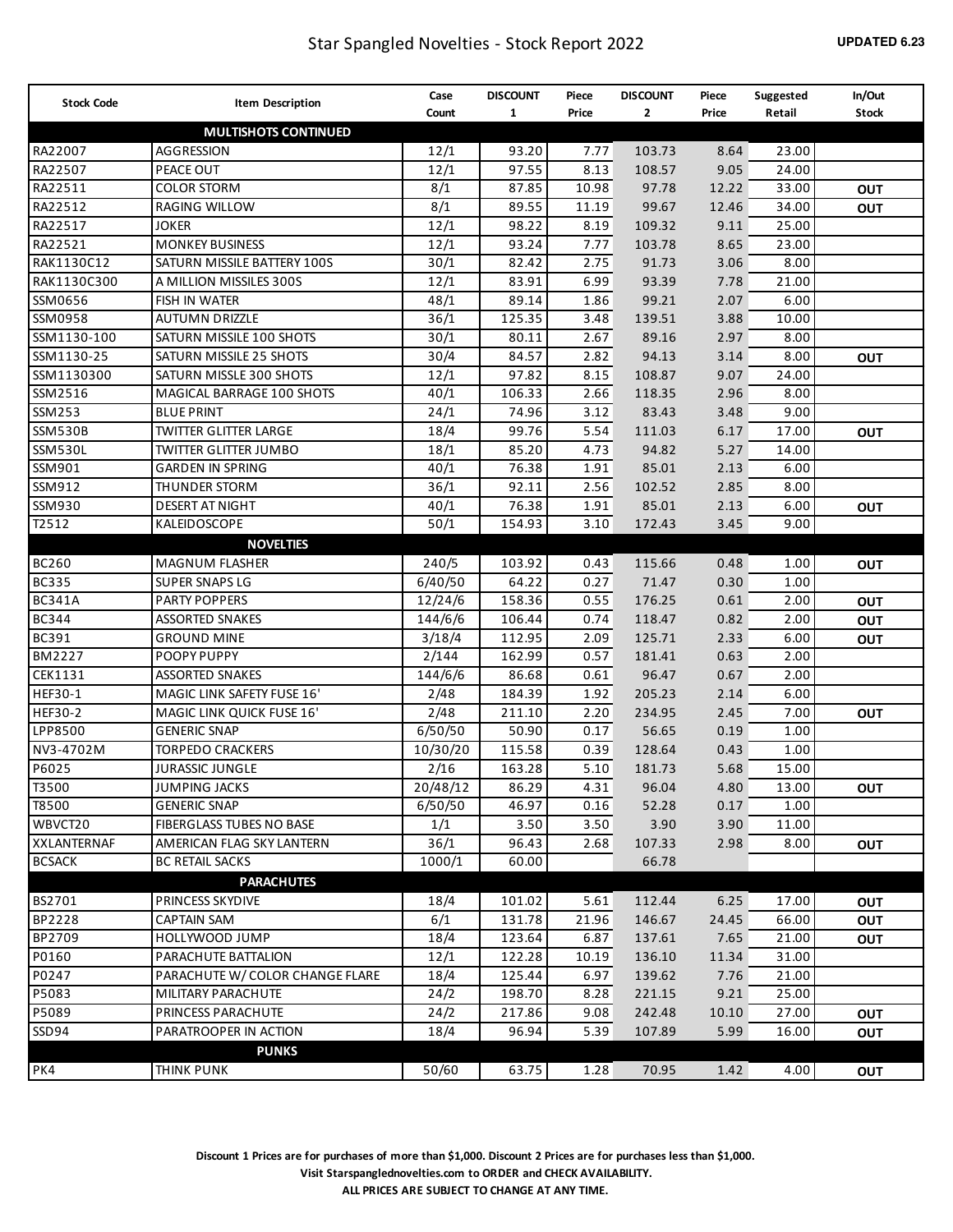# Star Spangled Novelties - Stock Report 2022

**UPDATED 6.23**

| Stock Code | Item Description | Case Count | DISCOUNT 1 | Piece Price | DISCOUNT 2 | Piece Price | Suggested Retail | In/Out Stock |
|---|---|---|---|---|---|---|---|---|
| | **MULTISHOTS CONTINUED** | | | | | | | |
| RA22007 | AGGRESSION | 12/1 | 93.20 | 7.77 | 103.73 | 8.64 | 23.00 | |
| RA22507 | PEACE OUT | 12/1 | 97.55 | 8.13 | 108.57 | 9.05 | 24.00 | |
| RA22511 | COLOR STORM | 8/1 | 87.85 | 10.98 | 97.78 | 12.22 | 33.00 | OUT |
| RA22512 | RAGING WILLOW | 8/1 | 89.55 | 11.19 | 99.67 | 12.46 | 34.00 | OUT |
| RA22517 | JOKER | 12/1 | 98.22 | 8.19 | 109.32 | 9.11 | 25.00 | |
| RA22521 | MONKEY BUSINESS | 12/1 | 93.24 | 7.77 | 103.78 | 8.65 | 23.00 | |
| RAK1130C12 | SATURN MISSILE BATTERY 100S | 30/1 | 82.42 | 2.75 | 91.73 | 3.06 | 8.00 | |
| RAK1130C300 | A MILLION MISSILES 300S | 12/1 | 83.91 | 6.99 | 93.39 | 7.78 | 21.00 | |
| SSM0656 | FISH IN WATER | 48/1 | 89.14 | 1.86 | 99.21 | 2.07 | 6.00 | |
| SSM0958 | AUTUMN DRIZZLE | 36/1 | 125.35 | 3.48 | 139.51 | 3.88 | 10.00 | |
| SSM1130-100 | SATURN MISSILE 100 SHOTS | 30/1 | 80.11 | 2.67 | 89.16 | 2.97 | 8.00 | |
| SSM1130-25 | SATURN MISSILE 25 SHOTS | 30/4 | 84.57 | 2.82 | 94.13 | 3.14 | 8.00 | OUT |
| SSM1130300 | SATURN MISSLE 300 SHOTS | 12/1 | 97.82 | 8.15 | 108.87 | 9.07 | 24.00 | |
| SSM2516 | MAGICAL BARRAGE 100 SHOTS | 40/1 | 106.33 | 2.66 | 118.35 | 2.96 | 8.00 | |
| SSM253 | BLUE PRINT | 24/1 | 74.96 | 3.12 | 83.43 | 3.48 | 9.00 | |
| SSM530B | TWITTER GLITTER LARGE | 18/4 | 99.76 | 5.54 | 111.03 | 6.17 | 17.00 | OUT |
| SSM530L | TWITTER GLITTER JUMBO | 18/1 | 85.20 | 4.73 | 94.82 | 5.27 | 14.00 | |
| SSM901 | GARDEN IN SPRING | 40/1 | 76.38 | 1.91 | 85.01 | 2.13 | 6.00 | |
| SSM912 | THUNDER STORM | 36/1 | 92.11 | 2.56 | 102.52 | 2.85 | 8.00 | |
| SSM930 | DESERT AT NIGHT | 40/1 | 76.38 | 1.91 | 85.01 | 2.13 | 6.00 | OUT |
| T2512 | KALEIDOSCOPE | 50/1 | 154.93 | 3.10 | 172.43 | 3.45 | 9.00 | |
| | **NOVELTIES** | | | | | | | |
| BC260 | MAGNUM FLASHER | 240/5 | 103.92 | 0.43 | 115.66 | 0.48 | 1.00 | OUT |
| BC335 | SUPER SNAPS LG | 6/40/50 | 64.22 | 0.27 | 71.47 | 0.30 | 1.00 | |
| BC341A | PARTY POPPERS | 12/24/6 | 158.36 | 0.55 | 176.25 | 0.61 | 2.00 | OUT |
| BC344 | ASSORTED SNAKES | 144/6/6 | 106.44 | 0.74 | 118.47 | 0.82 | 2.00 | OUT |
| BC391 | GROUND MINE | 3/18/4 | 112.95 | 2.09 | 125.71 | 2.33 | 6.00 | OUT |
| BM2227 | POOPY PUPPY | 2/144 | 162.99 | 0.57 | 181.41 | 0.63 | 2.00 | |
| CEK1131 | ASSORTED SNAKES | 144/6/6 | 86.68 | 0.61 | 96.47 | 0.67 | 2.00 | |
| HEF30-1 | MAGIC LINK SAFETY FUSE 16' | 2/48 | 184.39 | 1.92 | 205.23 | 2.14 | 6.00 | |
| HEF30-2 | MAGIC LINK QUICK FUSE 16' | 2/48 | 211.10 | 2.20 | 234.95 | 2.45 | 7.00 | OUT |
| LPP8500 | GENERIC SNAP | 6/50/50 | 50.90 | 0.17 | 56.65 | 0.19 | 1.00 | |
| NV3-4702M | TORPEDO CRACKERS | 10/30/20 | 115.58 | 0.39 | 128.64 | 0.43 | 1.00 | |
| P6025 | JURASSIC JUNGLE | 2/16 | 163.28 | 5.10 | 181.73 | 5.68 | 15.00 | |
| T3500 | JUMPING JACKS | 20/48/12 | 86.29 | 4.31 | 96.04 | 4.80 | 13.00 | OUT |
| T8500 | GENERIC SNAP | 6/50/50 | 46.97 | 0.16 | 52.28 | 0.17 | 1.00 | |
| WBVCT20 | FIBERGLASS TUBES NO BASE | 1/1 | 3.50 | 3.50 | 3.90 | 3.90 | 11.00 | |
| XXLANTERNAF | AMERICAN FLAG SKY LANTERN | 36/1 | 96.43 | 2.68 | 107.33 | 2.98 | 8.00 | OUT |
| BCSACK | BC RETAIL SACKS | 1000/1 | 60.00 | | 66.78 | | | |
| | **PARACHUTES** | | | | | | | |
| BS2701 | PRINCESS SKYDIVE | 18/4 | 101.02 | 5.61 | 112.44 | 6.25 | 17.00 | OUT |
| BP2228 | CAPTAIN SAM | 6/1 | 131.78 | 21.96 | 146.67 | 24.45 | 66.00 | OUT |
| BP2709 | HOLLYWOOD JUMP | 18/4 | 123.64 | 6.87 | 137.61 | 7.65 | 21.00 | OUT |
| P0160 | PARACHUTE BATTALION | 12/1 | 122.28 | 10.19 | 136.10 | 11.34 | 31.00 | |
| P0247 | PARACHUTE W/ COLOR CHANGE FLARE | 18/4 | 125.44 | 6.97 | 139.62 | 7.76 | 21.00 | |
| P5083 | MILITARY PARACHUTE | 24/2 | 198.70 | 8.28 | 221.15 | 9.21 | 25.00 | |
| P5089 | PRINCESS PARACHUTE | 24/2 | 217.86 | 9.08 | 242.48 | 10.10 | 27.00 | OUT |
| SSD94 | PARATROOPER IN ACTION | 18/4 | 96.94 | 5.39 | 107.89 | 5.99 | 16.00 | OUT |
| | **PUNKS** | | | | | | | |
| PK4 | THINK PUNK | 50/60 | 63.75 | 1.28 | 70.95 | 1.42 | 4.00 | OUT |

**Discount 1 Prices are for purchases of more than $1,000. Discount 2 Prices are for purchases less than $1,000.**

**Visit Starspanglednovelties.com to ORDER and CHECK AVAILABILITY.**

**ALL PRICES ARE SUBJECT TO CHANGE AT ANY TIME.**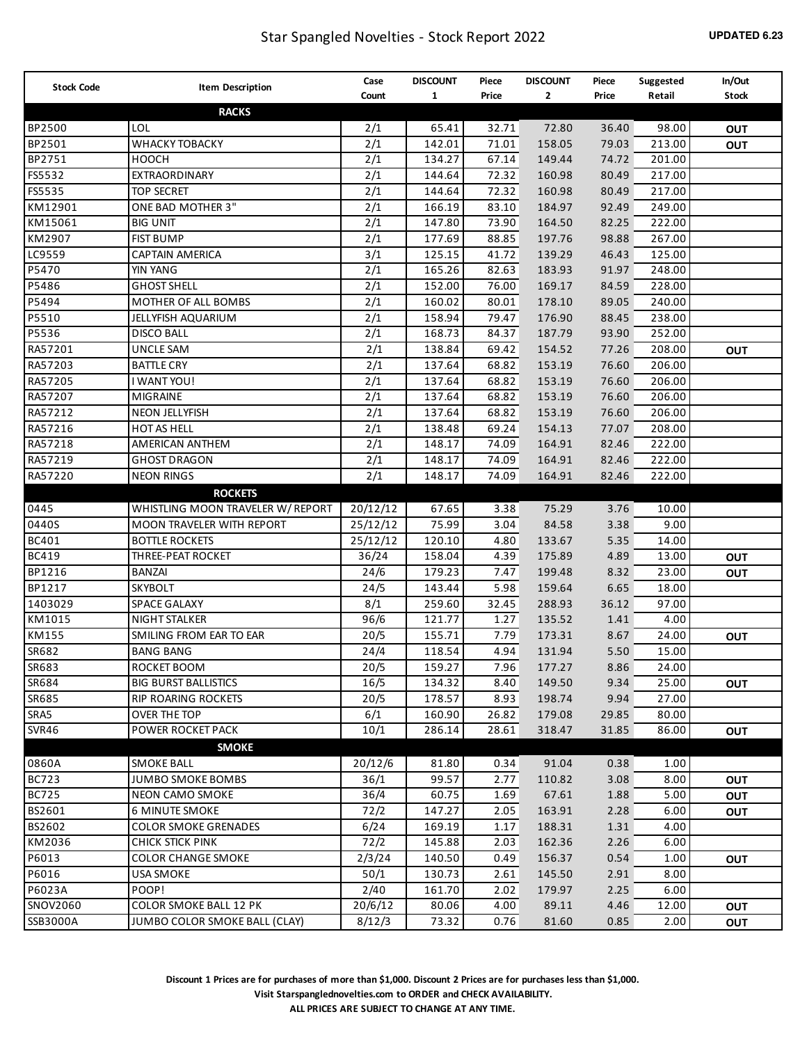# Star Spangled Novelties - Stock Report 2022

**UPDATED 6.23**

| Stock Code | Item Description | Case Count | DISCOUNT 1 | Piece Price | DISCOUNT 2 | Piece Price | Suggested Retail | In/Out Stock |
|---|---|---|---|---|---|---|---|---|
| | **RACKS** | | | | | | | |
| BP2500 | LOL | 2/1 | 65.41 | 32.71 | 72.80 | 36.40 | 98.00 | **OUT** |
| BP2501 | WHACKY TOBACKY | 2/1 | 142.01 | 71.01 | 158.05 | 79.03 | 213.00 | **OUT** |
| BP2751 | HOOCH | 2/1 | 134.27 | 67.14 | 149.44 | 74.72 | 201.00 | |
| FS5532 | EXTRAORDINARY | 2/1 | 144.64 | 72.32 | 160.98 | 80.49 | 217.00 | |
| FS5535 | TOP SECRET | 2/1 | 144.64 | 72.32 | 160.98 | 80.49 | 217.00 | |
| KM12901 | ONE BAD MOTHER 3" | 2/1 | 166.19 | 83.10 | 184.97 | 92.49 | 249.00 | |
| KM15061 | BIG UNIT | 2/1 | 147.80 | 73.90 | 164.50 | 82.25 | 222.00 | |
| KM2907 | FIST BUMP | 2/1 | 177.69 | 88.85 | 197.76 | 98.88 | 267.00 | |
| LC9559 | CAPTAIN AMERICA | 3/1 | 125.15 | 41.72 | 139.29 | 46.43 | 125.00 | |
| P5470 | YIN YANG | 2/1 | 165.26 | 82.63 | 183.93 | 91.97 | 248.00 | |
| P5486 | GHOST SHELL | 2/1 | 152.00 | 76.00 | 169.17 | 84.59 | 228.00 | |
| P5494 | MOTHER OF ALL BOMBS | 2/1 | 160.02 | 80.01 | 178.10 | 89.05 | 240.00 | |
| P5510 | JELLYFISH AQUARIUM | 2/1 | 158.94 | 79.47 | 176.90 | 88.45 | 238.00 | |
| P5536 | DISCO BALL | 2/1 | 168.73 | 84.37 | 187.79 | 93.90 | 252.00 | |
| RA57201 | UNCLE SAM | 2/1 | 138.84 | 69.42 | 154.52 | 77.26 | 208.00 | **OUT** |
| RA57203 | BATTLE CRY | 2/1 | 137.64 | 68.82 | 153.19 | 76.60 | 206.00 | |
| RA57205 | I WANT YOU! | 2/1 | 137.64 | 68.82 | 153.19 | 76.60 | 206.00 | |
| RA57207 | MIGRAINE | 2/1 | 137.64 | 68.82 | 153.19 | 76.60 | 206.00 | |
| RA57212 | NEON JELLYFISH | 2/1 | 137.64 | 68.82 | 153.19 | 76.60 | 206.00 | |
| RA57216 | HOT AS HELL | 2/1 | 138.48 | 69.24 | 154.13 | 77.07 | 208.00 | |
| RA57218 | AMERICAN ANTHEM | 2/1 | 148.17 | 74.09 | 164.91 | 82.46 | 222.00 | |
| RA57219 | GHOST DRAGON | 2/1 | 148.17 | 74.09 | 164.91 | 82.46 | 222.00 | |
| RA57220 | NEON RINGS | 2/1 | 148.17 | 74.09 | 164.91 | 82.46 | 222.00 | |
| | **ROCKETS** | | | | | | | |
| 0445 | WHISTLING MOON TRAVELER W/ REPORT | 20/12/12 | 67.65 | 3.38 | 75.29 | 3.76 | 10.00 | |
| 0440S | MOON TRAVELER WITH REPORT | 25/12/12 | 75.99 | 3.04 | 84.58 | 3.38 | 9.00 | |
| BC401 | BOTTLE ROCKETS | 25/12/12 | 120.10 | 4.80 | 133.67 | 5.35 | 14.00 | |
| BC419 | THREE-PEAT ROCKET | 36/24 | 158.04 | 4.39 | 175.89 | 4.89 | 13.00 | **OUT** |
| BP1216 | BANZAI | 24/6 | 179.23 | 7.47 | 199.48 | 8.32 | 23.00 | **OUT** |
| BP1217 | SKYBOLT | 24/5 | 143.44 | 5.98 | 159.64 | 6.65 | 18.00 | |
| 1403029 | SPACE GALAXY | 8/1 | 259.60 | 32.45 | 288.93 | 36.12 | 97.00 | |
| KM1015 | NIGHT STALKER | 96/6 | 121.77 | 1.27 | 135.52 | 1.41 | 4.00 | |
| KM155 | SMILING FROM EAR TO EAR | 20/5 | 155.71 | 7.79 | 173.31 | 8.67 | 24.00 | **OUT** |
| SR682 | BANG BANG | 24/4 | 118.54 | 4.94 | 131.94 | 5.50 | 15.00 | |
| SR683 | ROCKET BOOM | 20/5 | 159.27 | 7.96 | 177.27 | 8.86 | 24.00 | |
| SR684 | BIG BURST BALLISTICS | 16/5 | 134.32 | 8.40 | 149.50 | 9.34 | 25.00 | **OUT** |
| SR685 | RIP ROARING ROCKETS | 20/5 | 178.57 | 8.93 | 198.74 | 9.94 | 27.00 | |
| SRA5 | OVER THE TOP | 6/1 | 160.90 | 26.82 | 179.08 | 29.85 | 80.00 | |
| SVR46 | POWER ROCKET PACK | 10/1 | 286.14 | 28.61 | 318.47 | 31.85 | 86.00 | **OUT** |
| | **SMOKE** | | | | | | | |
| 0860A | SMOKE BALL | 20/12/6 | 81.80 | 0.34 | 91.04 | 0.38 | 1.00 | |
| BC723 | JUMBO SMOKE BOMBS | 36/1 | 99.57 | 2.77 | 110.82 | 3.08 | 8.00 | **OUT** |
| BC725 | NEON CAMO SMOKE | 36/4 | 60.75 | 1.69 | 67.61 | 1.88 | 5.00 | **OUT** |
| BS2601 | 6 MINUTE SMOKE | 72/2 | 147.27 | 2.05 | 163.91 | 2.28 | 6.00 | **OUT** |
| BS2602 | COLOR SMOKE GRENADES | 6/24 | 169.19 | 1.17 | 188.31 | 1.31 | 4.00 | |
| KM2036 | CHICK STICK PINK | 72/2 | 145.88 | 2.03 | 162.36 | 2.26 | 6.00 | |
| P6013 | COLOR CHANGE SMOKE | 2/3/24 | 140.50 | 0.49 | 156.37 | 0.54 | 1.00 | **OUT** |
| P6016 | USA SMOKE | 50/1 | 130.73 | 2.61 | 145.50 | 2.91 | 8.00 | |
| P6023A | POOP! | 2/40 | 161.70 | 2.02 | 179.97 | 2.25 | 6.00 | |
| SNOV2060 | COLOR SMOKE BALL 12 PK | 20/6/12 | 80.06 | 4.00 | 89.11 | 4.46 | 12.00 | **OUT** |
| SSB3000A | JUMBO COLOR SMOKE BALL (CLAY) | 8/12/3 | 73.32 | 0.76 | 81.60 | 0.85 | 2.00 | **OUT** |

**Discount 1 Prices are for purchases of more than $1,000. Discount 2 Prices are for purchases less than $1,000.**

**Visit Starspanglednovelties.com to ORDER and CHECK AVAILABILITY.**

**ALL PRICES ARE SUBJECT TO CHANGE AT ANY TIME.**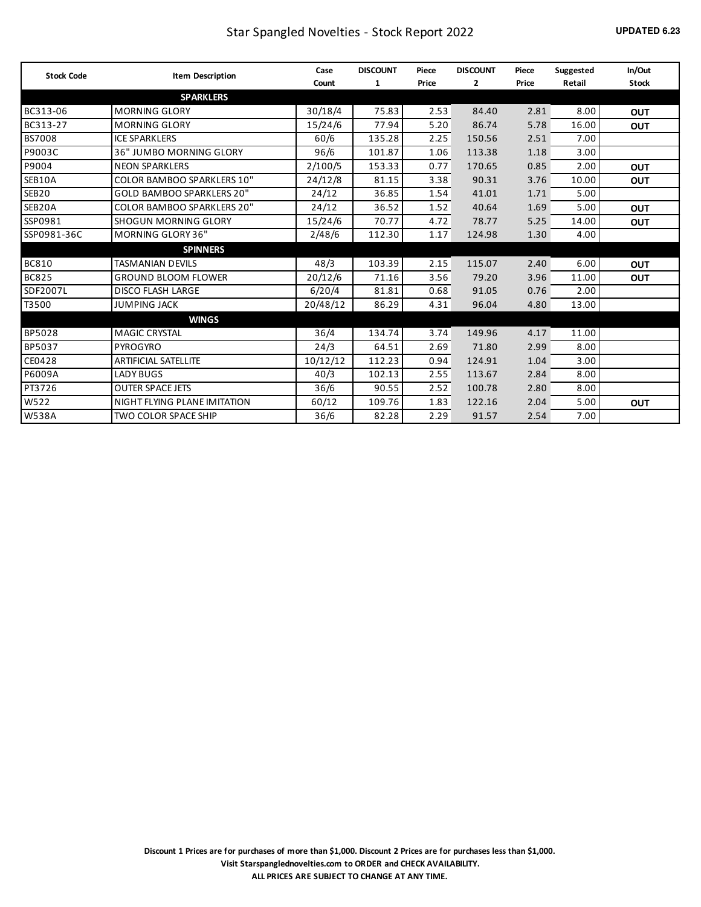# Star Spangled Novelties - Stock Report 2022

**UPDATED 6.23**

| Stock Code | Item Description | Case Count | DISCOUNT 1 | Piece Price | DISCOUNT 2 | Piece Price | Suggested Retail | In/Out Stock |
|---|---|---|---|---|---|---|---|---|
| | **SPARKLERS** | | | | | | | |
| BC313-06 | MORNING GLORY | 30/18/4 | 75.83 | 2.53 | 84.40 | 2.81 | 8.00 | **OUT** |
| BC313-27 | MORNING GLORY | 15/24/6 | 77.94 | 5.20 | 86.74 | 5.78 | 16.00 | **OUT** |
| BS7008 | ICE SPARKLERS | 60/6 | 135.28 | 2.25 | 150.56 | 2.51 | 7.00 | |
| P9003C | 36" JUMBO MORNING GLORY | 96/6 | 101.87 | 1.06 | 113.38 | 1.18 | 3.00 | |
| P9004 | NEON SPARKLERS | 2/100/5 | 153.33 | 0.77 | 170.65 | 0.85 | 2.00 | **OUT** |
| SEB10A | COLOR BAMBOO SPARKLERS 10" | 24/12/8 | 81.15 | 3.38 | 90.31 | 3.76 | 10.00 | **OUT** |
| SEB20 | GOLD BAMBOO SPARKLERS 20" | 24/12 | 36.85 | 1.54 | 41.01 | 1.71 | 5.00 | |
| SEB20A | COLOR BAMBOO SPARKLERS 20" | 24/12 | 36.52 | 1.52 | 40.64 | 1.69 | 5.00 | **OUT** |
| SSP0981 | SHOGUN MORNING GLORY | 15/24/6 | 70.77 | 4.72 | 78.77 | 5.25 | 14.00 | **OUT** |
| SSP0981-36C | MORNING GLORY 36" | 2/48/6 | 112.30 | 1.17 | 124.98 | 1.30 | 4.00 | |
| | **SPINNERS** | | | | | | | |
| BC810 | TASMANIAN DEVILS | 48/3 | 103.39 | 2.15 | 115.07 | 2.40 | 6.00 | **OUT** |
| BC825 | GROUND BLOOM FLOWER | 20/12/6 | 71.16 | 3.56 | 79.20 | 3.96 | 11.00 | **OUT** |
| SDF2007L | DISCO FLASH LARGE | 6/20/4 | 81.81 | 0.68 | 91.05 | 0.76 | 2.00 | |
| T3500 | JUMPING JACK | 20/48/12 | 86.29 | 4.31 | 96.04 | 4.80 | 13.00 | |
| | **WINGS** | | | | | | | |
| BP5028 | MAGIC CRYSTAL | 36/4 | 134.74 | 3.74 | 149.96 | 4.17 | 11.00 | |
| BP5037 | PYROGYRO | 24/3 | 64.51 | 2.69 | 71.80 | 2.99 | 8.00 | |
| CE0428 | ARTIFICIAL SATELLITE | 10/12/12 | 112.23 | 0.94 | 124.91 | 1.04 | 3.00 | |
| P6009A | LADY BUGS | 40/3 | 102.13 | 2.55 | 113.67 | 2.84 | 8.00 | |
| PT3726 | OUTER SPACE JETS | 36/6 | 90.55 | 2.52 | 100.78 | 2.80 | 8.00 | |
| W522 | NIGHT FLYING PLANE IMITATION | 60/12 | 109.76 | 1.83 | 122.16 | 2.04 | 5.00 | **OUT** |
| W538A | TWO COLOR SPACE SHIP | 36/6 | 82.28 | 2.29 | 91.57 | 2.54 | 7.00 | |

**Discount 1 Prices are for purchases of more than $1,000. Discount 2 Prices are for purchases less than $1,000.**
**Visit Starspanglednovelties.com to ORDER and CHECK AVAILABILITY.**
**ALL PRICES ARE SUBJECT TO CHANGE AT ANY TIME.**